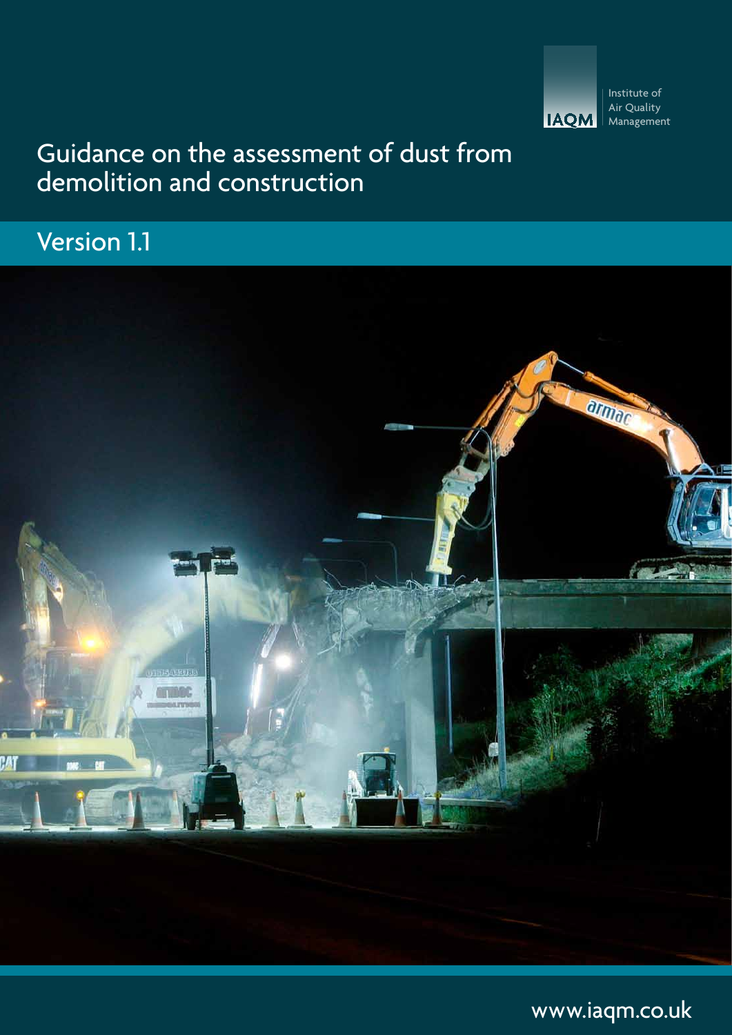Institute of Air Quality Management

IAQM

# Guidance on the assessment of dust from demolition and construction

## Version 1.1

www.iaqm.co.uk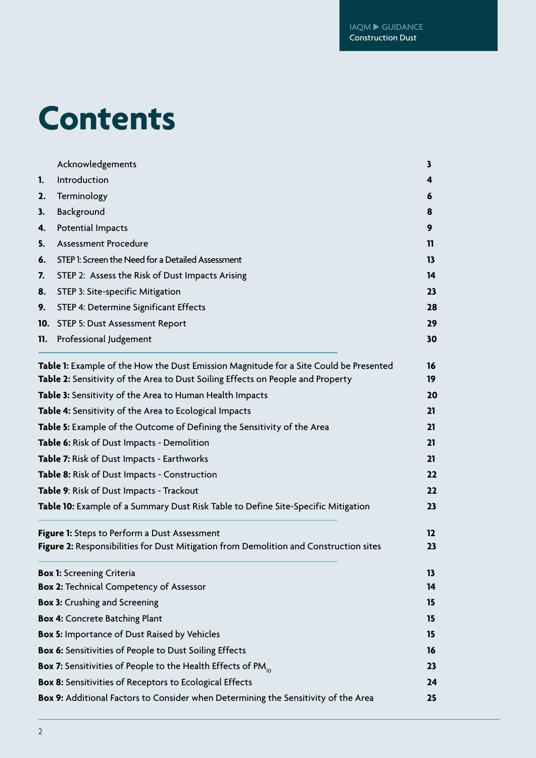# Contents

| | | |
|---|---|---|
| | Acknowledgements | **3** |
| **1.** | Introduction | **4** |
| **2.** | Terminology | **6** |
| **3.** | Background | **8** |
| **4.** | Potential Impacts | **9** |
| **5.** | Assessment Procedure | **11** |
| **6.** | STEP 1: Screen the Need for a Detailed Assessment | **13** |
| **7.** | STEP 2: Assess the Risk of Dust Impacts Arising | **14** |
| **8.** | STEP 3: Site-specific Mitigation | **23** |
| **9.** | STEP 4: Determine Significant Effects | **28** |
| **10.** | STEP 5: Dust Assessment Report | **29** |
| **11.** | Professional Judgement | **30** |

| | |
|---|---|
| **Table 1:** Example of the How the Dust Emission Magnitude for a Site Could be Presented | **16** |
| **Table 2:** Sensitivity of the Area to Dust Soiling Effects on People and Property | **19** |
| **Table 3:** Sensitivity of the Area to Human Health Impacts | **20** |
| **Table 4:** Sensitivity of the Area to Ecological Impacts | **21** |
| **Table 5:** Example of the Outcome of Defining the Sensitivity of the Area | **21** |
| **Table 6:** Risk of Dust Impacts - Demolition | **21** |
| **Table 7:** Risk of Dust Impacts - Earthworks | **21** |
| **Table 8:** Risk of Dust Impacts - Construction | **22** |
| **Table 9**: Risk of Dust Impacts - Trackout | **22** |
| **Table 10:** Example of a Summary Dust Risk Table to Define Site-Specific Mitigation | **23** |

| | |
|---|---|
| **Figure 1:** Steps to Perform a Dust Assessment | **12** |
| **Figure 2:** Responsibilities for Dust Mitigation from Demolition and Construction sites | **23** |

| | |
|---|---|
| **Box 1:** Screening Criteria | **13** |
| **Box 2:** Technical Competency of Assessor | **14** |
| **Box 3:** Crushing and Screening | **15** |
| **Box 4:** Concrete Batching Plant | **15** |
| **Box 5:** Importance of Dust Raised by Vehicles | **15** |
| **Box 6:** Sensitivities of People to Dust Soiling Effects | **16** |
| **Box 7:** Sensitivities of People to the Health Effects of $PM_{10}$ | **23** |
| **Box 8:** Sensitivities of Receptors to Ecological Effects | **24** |
| **Box 9:** Additional Factors to Consider when Determining the Sensitivity of the Area | **25** |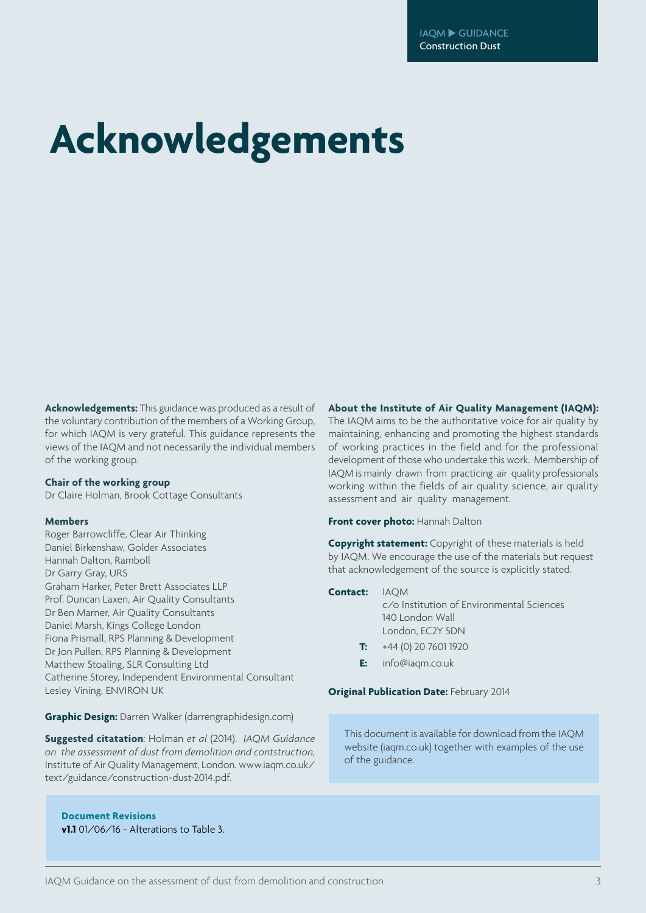# Acknowledgements

**Acknowledgements:** This guidance was produced as a result of the voluntary contribution of the members of a Working Group, for which IAQM is very grateful. This guidance represents the views of the IAQM and not necessarily the individual members of the working group.

**Chair of the working group**
Dr Claire Holman, Brook Cottage Consultants

**Members**
Roger Barrowcliffe, Clear Air Thinking
Daniel Birkenshaw, Golder Associates
Hannah Dalton, Ramboll
Dr Garry Gray, URS
Graham Harker, Peter Brett Associates LLP
Prof. Duncan Laxen, Air Quality Consultants
Dr Ben Marner, Air Quality Consultants
Daniel Marsh, Kings College London
Fiona Prismall, RPS Planning & Development
Dr Jon Pullen, RPS Planning & Development
Matthew Stoaling, SLR Consulting Ltd
Catherine Storey, Independent Environmental Consultant
Lesley Vining, ENVIRON UK

**Graphic Design:** Darren Walker (darrengraphidesign.com)

**Suggested citatation**: Holman *et al* (2014). *IAQM Guidance on the assessment of dust from demolition and contstruction,* Institute of Air Quality Management, London. www.iaqm.co.uk/text/guidance/construction-dust-2014.pdf.

**About the Institute of Air Quality Management (IAQM):** The IAQM aims to be the authoritative voice for air quality by maintaining, enhancing and promoting the highest standards of working practices in the field and for the professional development of those who undertake this work. Membership of IAQM is mainly drawn from practicing air quality professionals working within the fields of air quality science, air quality assessment and air quality management.

**Front cover photo:** Hannah Dalton

**Copyright statement:** Copyright of these materials is held by IAQM. We encourage the use of the materials but request that acknowledgement of the source is explicitly stated.

**Contact:** IAQM
c/o Institution of Environmental Sciences
140 London Wall
London, EC2Y 5DN

**T:** +44 (0) 20 7601 1920

**E:** info@iaqm.co.uk

**Original Publication Date:** February 2014

This document is available for download from the IAQM website (iaqm.co.uk) together with examples of the use of the guidance.

**Document Revisions**
**v1.1** 01/06/16 - Alterations to Table 3.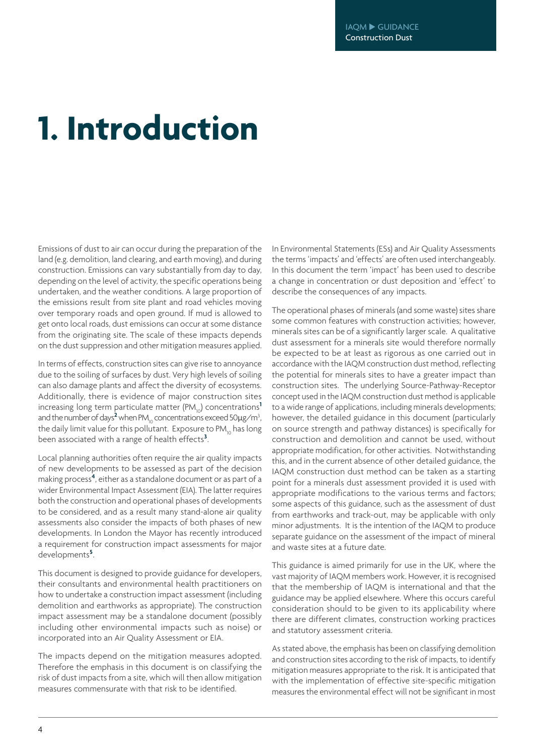# 1. Introduction

Emissions of dust to air can occur during the preparation of the land (e.g. demolition, land clearing, and earth moving), and during construction. Emissions can vary substantially from day to day, depending on the level of activity, the specific operations being undertaken, and the weather conditions. A large proportion of the emissions result from site plant and road vehicles moving over temporary roads and open ground. If mud is allowed to get onto local roads, dust emissions can occur at some distance from the originating site. The scale of these impacts depends on the dust suppression and other mitigation measures applied.

In terms of effects, construction sites can give rise to annoyance due to the soiling of surfaces by dust. Very high levels of soiling can also damage plants and affect the diversity of ecosystems. Additionally, there is evidence of major construction sites increasing long term particulate matter ($PM_{10}$) concentrations[1] and the number of days[2] when $PM_{10}$ concentrations exceed 50µg/m$^3$, the daily limit value for this pollutant. Exposure to $PM_{10}$ has long been associated with a range of health effects[3].

Local planning authorities often require the air quality impacts of new developments to be assessed as part of the decision making process[4], either as a standalone document or as part of a wider Environmental Impact Assessment (EIA). The latter requires both the construction and operational phases of developments to be considered, and as a result many stand-alone air quality assessments also consider the impacts of both phases of new developments. In London the Mayor has recently introduced a requirement for construction impact assessments for major developments[5].

This document is designed to provide guidance for developers, their consultants and environmental health practitioners on how to undertake a construction impact assessment (including demolition and earthworks as appropriate). The construction impact assessment may be a standalone document (possibly including other environmental impacts such as noise) or incorporated into an Air Quality Assessment or EIA.

The impacts depend on the mitigation measures adopted. Therefore the emphasis in this document is on classifying the risk of dust impacts from a site, which will then allow mitigation measures commensurate with that risk to be identified.

In Environmental Statements (ESs) and Air Quality Assessments the terms 'impacts' and 'effects' are often used interchangeably. In this document the term 'impact' has been used to describe a change in concentration or dust deposition and 'effect' to describe the consequences of any impacts.

The operational phases of minerals (and some waste) sites share some common features with construction activities; however, minerals sites can be of a significantly larger scale. A qualitative dust assessment for a minerals site would therefore normally be expected to be at least as rigorous as one carried out in accordance with the IAQM construction dust method, reflecting the potential for minerals sites to have a greater impact than construction sites. The underlying Source-Pathway-Receptor concept used in the IAQM construction dust method is applicable to a wide range of applications, including minerals developments; however, the detailed guidance in this document (particularly on source strength and pathway distances) is specifically for construction and demolition and cannot be used, without appropriate modification, for other activities. Notwithstanding this, and in the current absence of other detailed guidance, the IAQM construction dust method can be taken as a starting point for a minerals dust assessment provided it is used with appropriate modifications to the various terms and factors; some aspects of this guidance, such as the assessment of dust from earthworks and track-out, may be applicable with only minor adjustments. It is the intention of the IAQM to produce separate guidance on the assessment of the impact of mineral and waste sites at a future date.

This guidance is aimed primarily for use in the UK, where the vast majority of IAQM members work. However, it is recognised that the membership of IAQM is international and that the guidance may be applied elsewhere. Where this occurs careful consideration should to be given to its applicability where there are different climates, construction working practices and statutory assessment criteria.

As stated above, the emphasis has been on classifying demolition and construction sites according to the risk of impacts, to identify mitigation measures appropriate to the risk. It is anticipated that with the implementation of effective site-specific mitigation measures the environmental effect will not be significant in most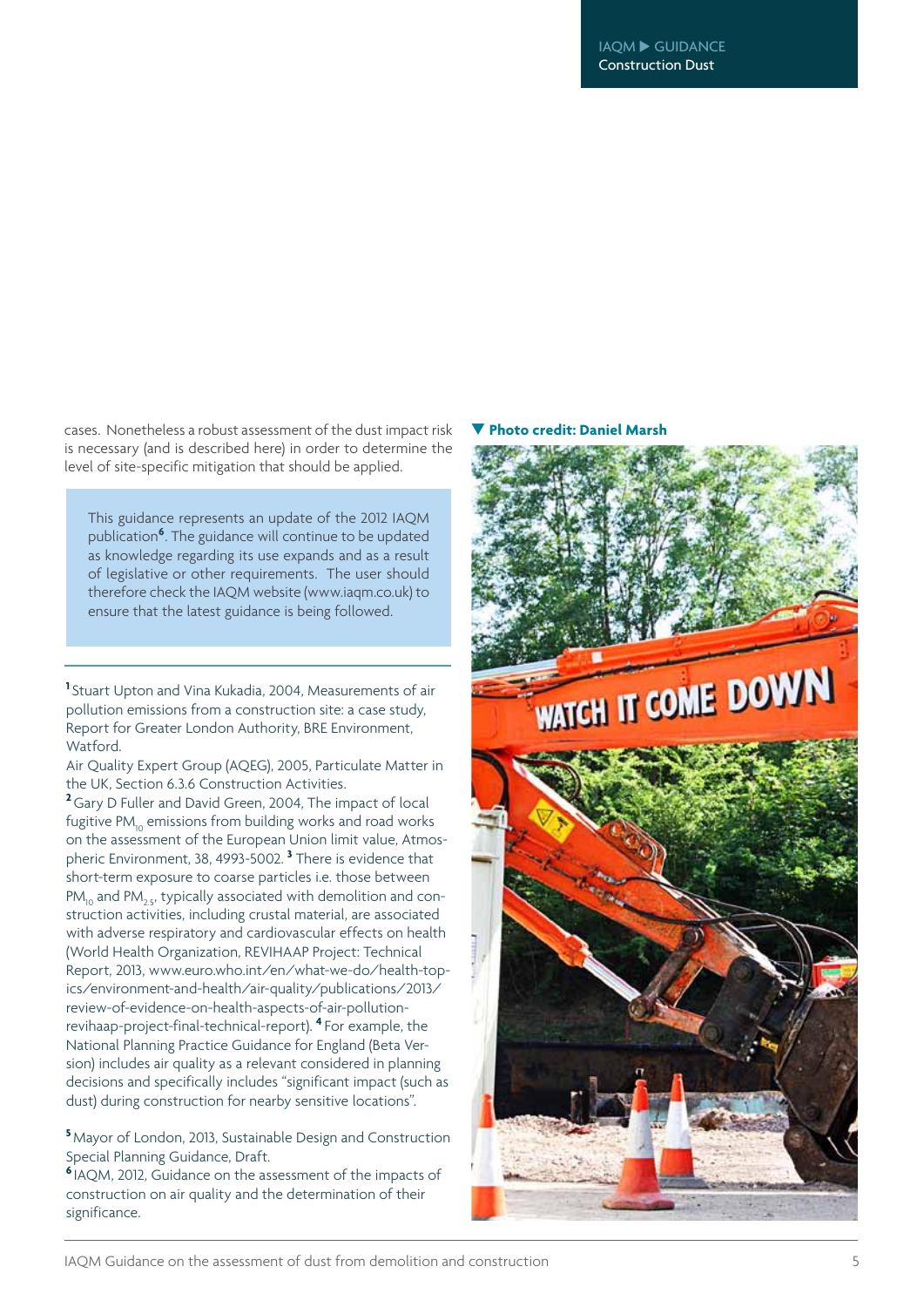cases. Nonetheless a robust assessment of the dust impact risk is necessary (and is described here) in order to determine the level of site-specific mitigation that should be applied.

> This guidance represents an update of the 2012 IAQM publication[6]. The guidance will continue to be updated as knowledge regarding its use expands and as a result of legislative or other requirements. The user should therefore check the IAQM website (www.iaqm.co.uk) to ensure that the latest guidance is being followed.

---

[1] Stuart Upton and Vina Kukadia, 2004, Measurements of air pollution emissions from a construction site: a case study, Report for Greater London Authority, BRE Environment, Watford.
Air Quality Expert Group (AQEG), 2005, Particulate Matter in the UK, Section 6.3.6 Construction Activities.
[2] Gary D Fuller and David Green, 2004, The impact of local fugitive $PM_{10}$ emissions from building works and road works on the assessment of the European Union limit value, Atmospheric Environment, 38, 4993-5002. [3] There is evidence that short-term exposure to coarse particles i.e. those between $PM_{10}$ and $PM_{2.5}$, typically associated with demolition and construction activities, including crustal material, are associated with adverse respiratory and cardiovascular effects on health (World Health Organization, REVIHAAP Project: Technical Report, 2013, www.euro.who.int/en/what-we-do/health-topics/environment-and-health/air-quality/publications/2013/review-of-evidence-on-health-aspects-of-air-pollution-revihaap-project-final-technical-report). [4] For example, the National Planning Practice Guidance for England (Beta Version) includes air quality as a relevant considered in planning decisions and specifically includes "significant impact (such as dust) during construction for nearby sensitive locations".

[5] Mayor of London, 2013, Sustainable Design and Construction Special Planning Guidance, Draft.
[6] IAQM, 2012, Guidance on the assessment of the impacts of construction on air quality and the determination of their significance.

▼ **Photo credit: Daniel Marsh**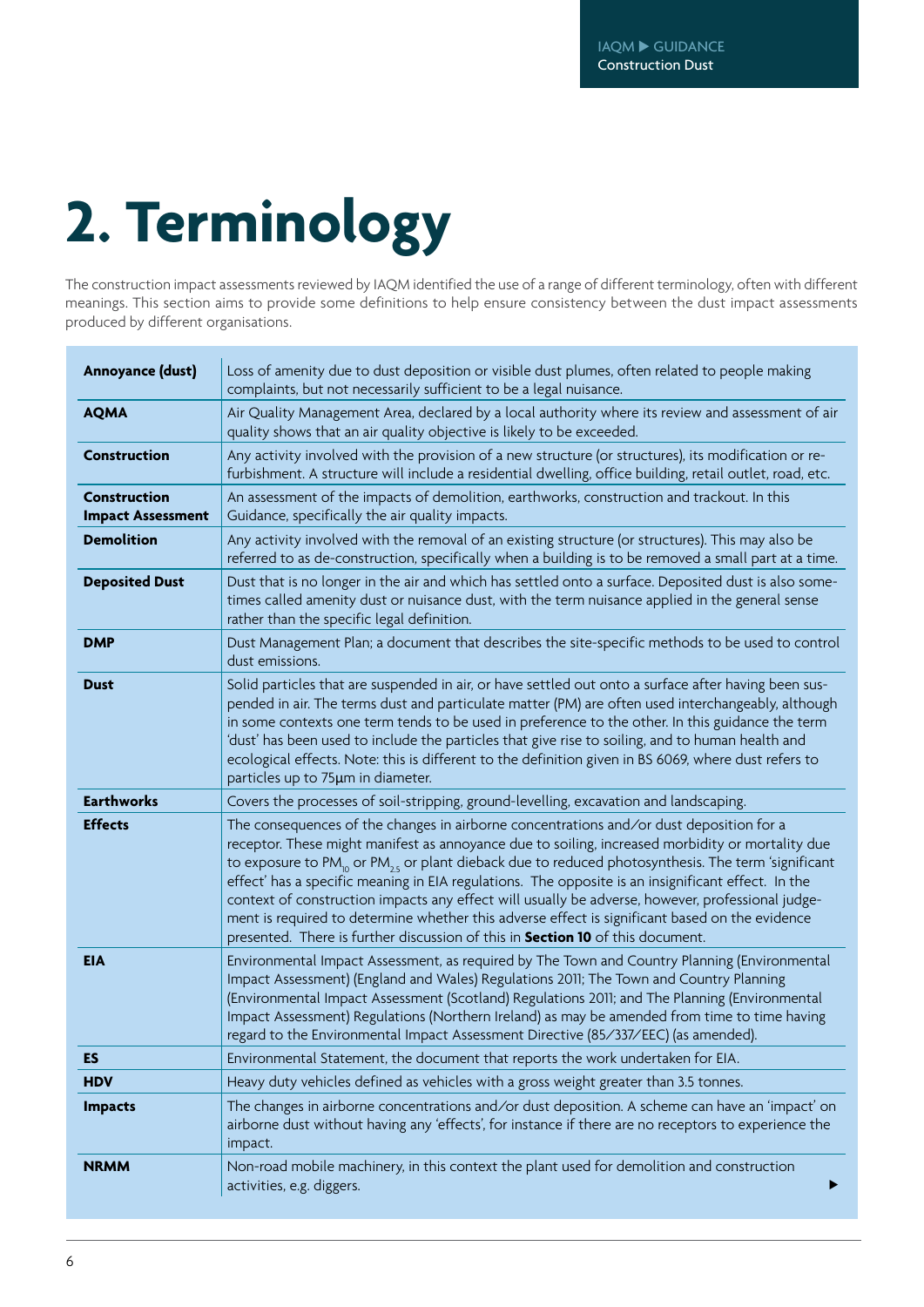# 2. Terminology

The construction impact assessments reviewed by IAQM identified the use of a range of different terminology, often with different meanings. This section aims to provide some definitions to help ensure consistency between the dust impact assessments produced by different organisations.

| | |
|---|---|
| **Annoyance (dust)** | Loss of amenity due to dust deposition or visible dust plumes, often related to people making complaints, but not necessarily sufficient to be a legal nuisance. |
| **AQMA** | Air Quality Management Area, declared by a local authority where its review and assessment of air quality shows that an air quality objective is likely to be exceeded. |
| **Construction** | Any activity involved with the provision of a new structure (or structures), its modification or re-furbishment. A structure will include a residential dwelling, office building, retail outlet, road, etc. |
| **Construction Impact Assessment** | An assessment of the impacts of demolition, earthworks, construction and trackout. In this Guidance, specifically the air quality impacts. |
| **Demolition** | Any activity involved with the removal of an existing structure (or structures). This may also be referred to as de-construction, specifically when a building is to be removed a small part at a time. |
| **Deposited Dust** | Dust that is no longer in the air and which has settled onto a surface. Deposited dust is also sometimes called amenity dust or nuisance dust, with the term nuisance applied in the general sense rather than the specific legal definition. |
| **DMP** | Dust Management Plan; a document that describes the site-specific methods to be used to control dust emissions. |
| **Dust** | Solid particles that are suspended in air, or have settled out onto a surface after having been suspended in air. The terms dust and particulate matter (PM) are often used interchangeably, although in some contexts one term tends to be used in preference to the other. In this guidance the term 'dust' has been used to include the particles that give rise to soiling, and to human health and ecological effects. Note: this is different to the definition given in BS 6069, where dust refers to particles up to 75µm in diameter. |
| **Earthworks** | Covers the processes of soil-stripping, ground-levelling, excavation and landscaping. |
| **Effects** | The consequences of the changes in airborne concentrations and/or dust deposition for a receptor. These might manifest as annoyance due to soiling, increased morbidity or mortality due to exposure to $PM_{10}$ or $PM_{2.5}$ or plant dieback due to reduced photosynthesis. The term 'significant effect' has a specific meaning in EIA regulations. The opposite is an insignificant effect. In the context of construction impacts any effect will usually be adverse, however, professional judgement is required to determine whether this adverse effect is significant based on the evidence presented. There is further discussion of this in **Section 10** of this document. |
| **EIA** | Environmental Impact Assessment, as required by The Town and Country Planning (Environmental Impact Assessment) (England and Wales) Regulations 2011; The Town and Country Planning (Environmental Impact Assessment (Scotland) Regulations 2011; and The Planning (Environmental Impact Assessment) Regulations (Northern Ireland) as may be amended from time to time having regard to the Environmental Impact Assessment Directive (85/337/EEC) (as amended). |
| **ES** | Environmental Statement, the document that reports the work undertaken for EIA. |
| **HDV** | Heavy duty vehicles defined as vehicles with a gross weight greater than 3.5 tonnes. |
| **Impacts** | The changes in airborne concentrations and/or dust deposition. A scheme can have an 'impact' on airborne dust without having any 'effects', for instance if there are no receptors to experience the impact. |
| **NRMM** | Non-road mobile machinery, in this context the plant used for demolition and construction activities, e.g. diggers. |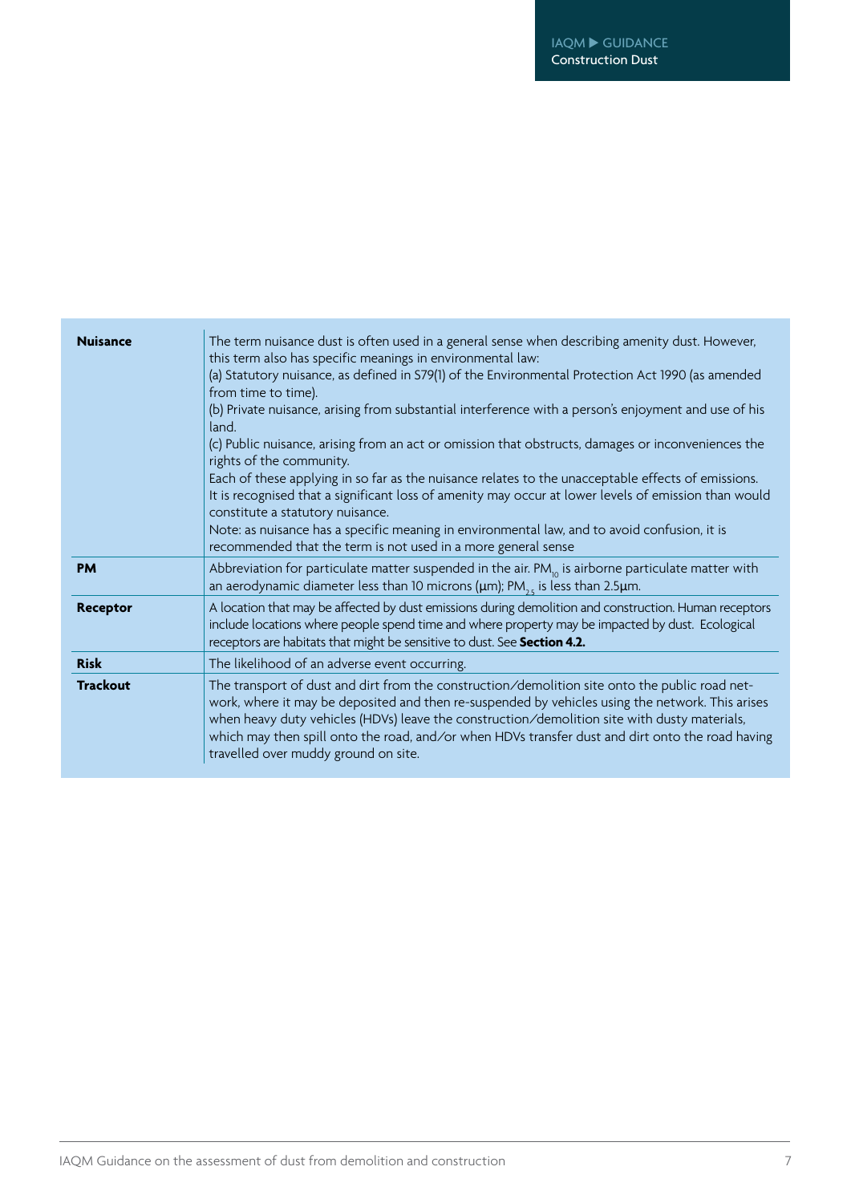| | |
|---|---|
| **Nuisance** | The term nuisance dust is often used in a general sense when describing amenity dust. However, this term also has specific meanings in environmental law:<br>(a) Statutory nuisance, as defined in S79(1) of the Environmental Protection Act 1990 (as amended from time to time).<br>(b) Private nuisance, arising from substantial interference with a person's enjoyment and use of his land.<br>(c) Public nuisance, arising from an act or omission that obstructs, damages or inconveniences the rights of the community.<br>Each of these applying in so far as the nuisance relates to the unacceptable effects of emissions. It is recognised that a significant loss of amenity may occur at lower levels of emission than would constitute a statutory nuisance.<br>Note: as nuisance has a specific meaning in environmental law, and to avoid confusion, it is recommended that the term is not used in a more general sense |
| **PM** | Abbreviation for particulate matter suspended in the air. $PM_{10}$ is airborne particulate matter with an aerodynamic diameter less than 10 microns (µm); $PM_{2.5}$ is less than 2.5µm. |
| **Receptor** | A location that may be affected by dust emissions during demolition and construction. Human receptors include locations where people spend time and where property may be impacted by dust. Ecological receptors are habitats that might be sensitive to dust. See **Section 4.2.** |
| **Risk** | The likelihood of an adverse event occurring. |
| **Trackout** | The transport of dust and dirt from the construction/demolition site onto the public road network, where it may be deposited and then re-suspended by vehicles using the network. This arises when heavy duty vehicles (HDVs) leave the construction/demolition site with dusty materials, which may then spill onto the road, and/or when HDVs transfer dust and dirt onto the road having travelled over muddy ground on site. |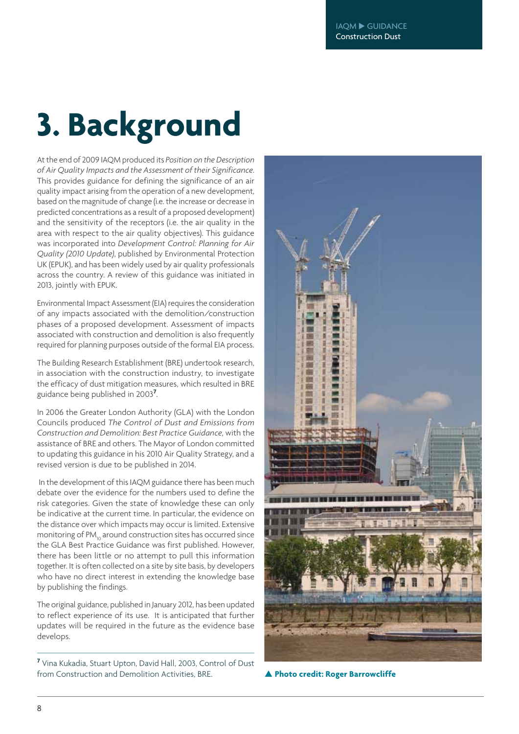# 3. Background

At the end of 2009 IAQM produced its *Position on the Description of Air Quality Impacts and the Assessment of their Significance*. This provides guidance for defining the significance of an air quality impact arising from the operation of a new development, based on the magnitude of change (i.e. the increase or decrease in predicted concentrations as a result of a proposed development) and the sensitivity of the receptors (i.e. the air quality in the area with respect to the air quality objectives). This guidance was incorporated into *Development Control: Planning for Air Quality (2010 Update)*, published by Environmental Protection UK (EPUK), and has been widely used by air quality professionals across the country. A review of this guidance was initiated in 2013, jointly with EPUK.

Environmental Impact Assessment (EIA) requires the consideration of any impacts associated with the demolition/construction phases of a proposed development. Assessment of impacts associated with construction and demolition is also frequently required for planning purposes outside of the formal EIA process.

The Building Research Establishment (BRE) undertook research, in association with the construction industry, to investigate the efficacy of dust mitigation measures, which resulted in BRE guidance being published in 2003[7].

In 2006 the Greater London Authority (GLA) with the London Councils produced *The Control of Dust and Emissions from Construction and Demolition: Best Practice Guidance*, with the assistance of BRE and others. The Mayor of London committed to updating this guidance in his 2010 Air Quality Strategy, and a revised version is due to be published in 2014.

In the development of this IAQM guidance there has been much debate over the evidence for the numbers used to define the risk categories. Given the state of knowledge these can only be indicative at the current time. In particular, the evidence on the distance over which impacts may occur is limited. Extensive monitoring of $PM_{10}$ around construction sites has occurred since the GLA Best Practice Guidance was first published. However, there has been little or no attempt to pull this information together. It is often collected on a site by site basis, by developers who have no direct interest in extending the knowledge base by publishing the findings.

The original guidance, published in January 2012, has been updated to reflect experience of its use. It is anticipated that further updates will be required in the future as the evidence base develops.

[7] Vina Kukadia, Stuart Upton, David Hall, 2003, Control of Dust from Construction and Demolition Activities, BRE.

▲ **Photo credit: Roger Barrowcliffe**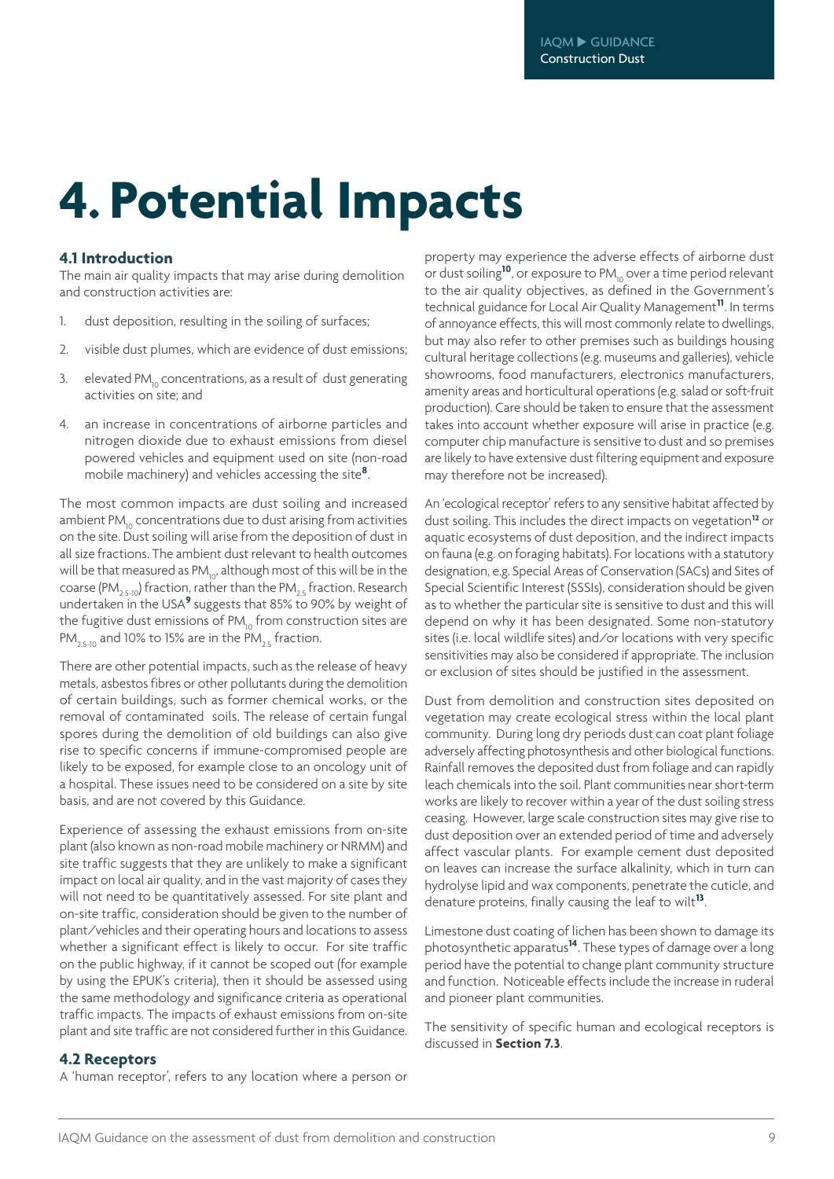# 4. Potential Impacts

## 4.1 Introduction

The main air quality impacts that may arise during demolition and construction activities are:

1. dust deposition, resulting in the soiling of surfaces;
2. visible dust plumes, which are evidence of dust emissions;
3. elevated $PM_{10}$ concentrations, as a result of dust generating activities on site; and
4. an increase in concentrations of airborne particles and nitrogen dioxide due to exhaust emissions from diesel powered vehicles and equipment used on site (non-road mobile machinery) and vehicles accessing the site[8].

The most common impacts are dust soiling and increased ambient $PM_{10}$ concentrations due to dust arising from activities on the site. Dust soiling will arise from the deposition of dust in all size fractions. The ambient dust relevant to health outcomes will be that measured as $PM_{10}$, although most of this will be in the coarse ($PM_{2.5\text{-}10}$) fraction, rather than the $PM_{2.5}$ fraction. Research undertaken in the USA[9] suggests that 85% to 90% by weight of the fugitive dust emissions of $PM_{10}$ from construction sites are $PM_{2.5\text{-}10}$ and 10% to 15% are in the $PM_{2.5}$ fraction.

There are other potential impacts, such as the release of heavy metals, asbestos fibres or other pollutants during the demolition of certain buildings, such as former chemical works, or the removal of contaminated soils. The release of certain fungal spores during the demolition of old buildings can also give rise to specific concerns if immune-compromised people are likely to be exposed, for example close to an oncology unit of a hospital. These issues need to be considered on a site by site basis, and are not covered by this Guidance.

Experience of assessing the exhaust emissions from on-site plant (also known as non-road mobile machinery or NRMM) and site traffic suggests that they are unlikely to make a significant impact on local air quality, and in the vast majority of cases they will not need to be quantitatively assessed. For site plant and on-site traffic, consideration should be given to the number of plant/vehicles and their operating hours and locations to assess whether a significant effect is likely to occur. For site traffic on the public highway, if it cannot be scoped out (for example by using the EPUK's criteria), then it should be assessed using the same methodology and significance criteria as operational traffic impacts. The impacts of exhaust emissions from on-site plant and site traffic are not considered further in this Guidance.

## 4.2 Receptors

A 'human receptor', refers to any location where a person or property may experience the adverse effects of airborne dust or dust soiling[10], or exposure to $PM_{10}$ over a time period relevant to the air quality objectives, as defined in the Government's technical guidance for Local Air Quality Management[11]. In terms of annoyance effects, this will most commonly relate to dwellings, but may also refer to other premises such as buildings housing cultural heritage collections (e.g. museums and galleries), vehicle showrooms, food manufacturers, electronics manufacturers, amenity areas and horticultural operations (e.g. salad or soft-fruit production). Care should be taken to ensure that the assessment takes into account whether exposure will arise in practice (e.g. computer chip manufacture is sensitive to dust and so premises are likely to have extensive dust filtering equipment and exposure may therefore not be increased).

An 'ecological receptor' refers to any sensitive habitat affected by dust soiling. This includes the direct impacts on vegetation[12] or aquatic ecosystems of dust deposition, and the indirect impacts on fauna (e.g. on foraging habitats). For locations with a statutory designation, e.g. Special Areas of Conservation (SACs) and Sites of Special Scientific Interest (SSSIs), consideration should be given as to whether the particular site is sensitive to dust and this will depend on why it has been designated. Some non-statutory sites (i.e. local wildlife sites) and/or locations with very specific sensitivities may also be considered if appropriate. The inclusion or exclusion of sites should be justified in the assessment.

Dust from demolition and construction sites deposited on vegetation may create ecological stress within the local plant community. During long dry periods dust can coat plant foliage adversely affecting photosynthesis and other biological functions. Rainfall removes the deposited dust from foliage and can rapidly leach chemicals into the soil. Plant communities near short-term works are likely to recover within a year of the dust soiling stress ceasing. However, large scale construction sites may give rise to dust deposition over an extended period of time and adversely affect vascular plants. For example cement dust deposited on leaves can increase the surface alkalinity, which in turn can hydrolyse lipid and wax components, penetrate the cuticle, and denature proteins, finally causing the leaf to wilt[13].

Limestone dust coating of lichen has been shown to damage its photosynthetic apparatus[14]. These types of damage over a long period have the potential to change plant community structure and function. Noticeable effects include the increase in ruderal and pioneer plant communities.

The sensitivity of specific human and ecological receptors is discussed in **Section 7.3**.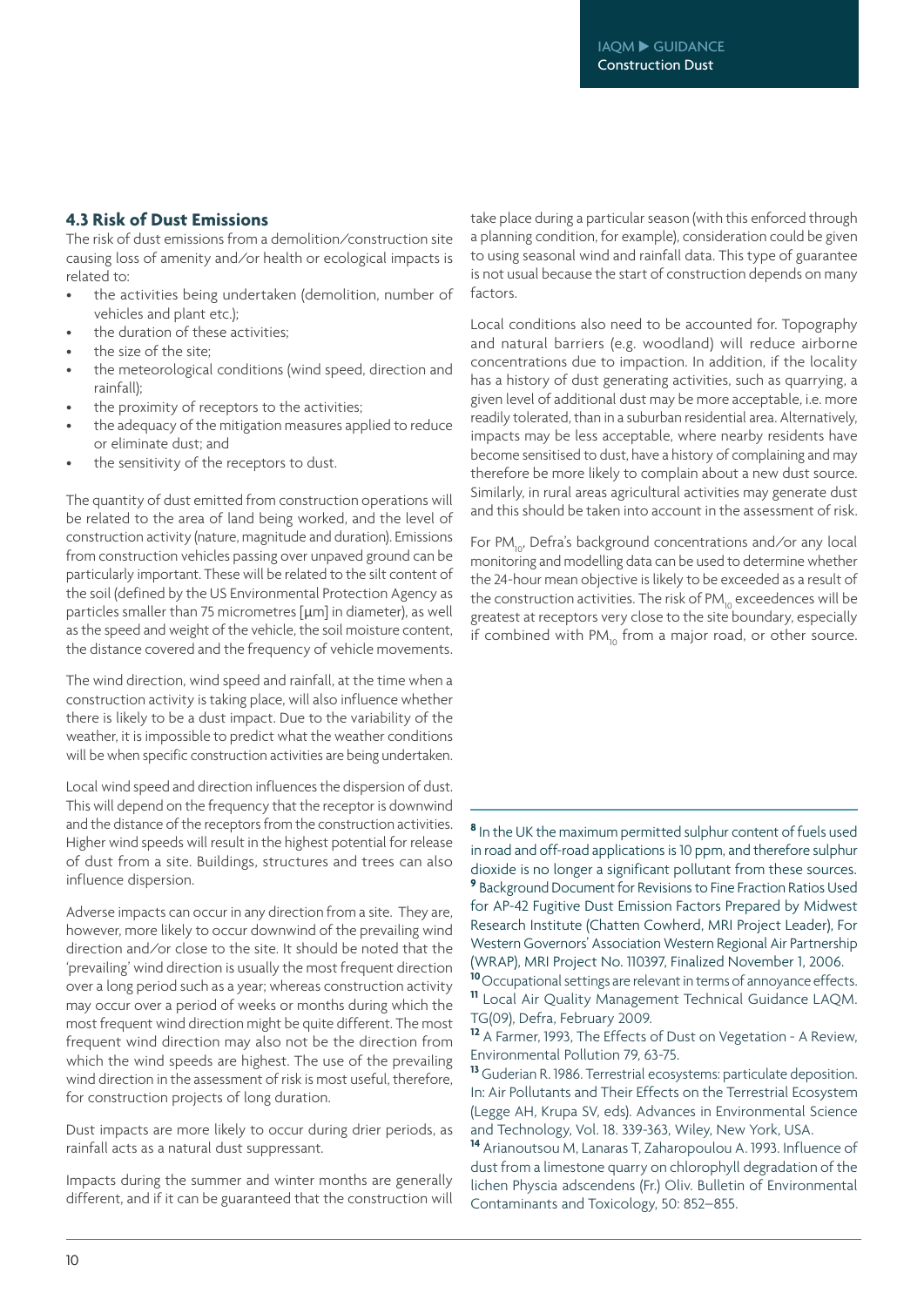### 4.3 Risk of Dust Emissions

The risk of dust emissions from a demolition/construction site causing loss of amenity and/or health or ecological impacts is related to:

- the activities being undertaken (demolition, number of vehicles and plant etc.);
- the duration of these activities;
- the size of the site;
- the meteorological conditions (wind speed, direction and rainfall);
- the proximity of receptors to the activities;
- the adequacy of the mitigation measures applied to reduce or eliminate dust; and
- the sensitivity of the receptors to dust.

The quantity of dust emitted from construction operations will be related to the area of land being worked, and the level of construction activity (nature, magnitude and duration). Emissions from construction vehicles passing over unpaved ground can be particularly important. These will be related to the silt content of the soil (defined by the US Environmental Protection Agency as particles smaller than 75 micrometres [μm] in diameter), as well as the speed and weight of the vehicle, the soil moisture content, the distance covered and the frequency of vehicle movements.

The wind direction, wind speed and rainfall, at the time when a construction activity is taking place, will also influence whether there is likely to be a dust impact. Due to the variability of the weather, it is impossible to predict what the weather conditions will be when specific construction activities are being undertaken.

Local wind speed and direction influences the dispersion of dust. This will depend on the frequency that the receptor is downwind and the distance of the receptors from the construction activities. Higher wind speeds will result in the highest potential for release of dust from a site. Buildings, structures and trees can also influence dispersion.

Adverse impacts can occur in any direction from a site. They are, however, more likely to occur downwind of the prevailing wind direction and/or close to the site. It should be noted that the 'prevailing' wind direction is usually the most frequent direction over a long period such as a year; whereas construction activity may occur over a period of weeks or months during which the most frequent wind direction might be quite different. The most frequent wind direction may also not be the direction from which the wind speeds are highest. The use of the prevailing wind direction in the assessment of risk is most useful, therefore, for construction projects of long duration.

Dust impacts are more likely to occur during drier periods, as rainfall acts as a natural dust suppressant.

Impacts during the summer and winter months are generally different, and if it can be guaranteed that the construction will take place during a particular season (with this enforced through a planning condition, for example), consideration could be given to using seasonal wind and rainfall data. This type of guarantee is not usual because the start of construction depends on many factors.

Local conditions also need to be accounted for. Topography and natural barriers (e.g. woodland) will reduce airborne concentrations due to impaction. In addition, if the locality has a history of dust generating activities, such as quarrying, a given level of additional dust may be more acceptable, i.e. more readily tolerated, than in a suburban residential area. Alternatively, impacts may be less acceptable, where nearby residents have become sensitised to dust, have a history of complaining and may therefore be more likely to complain about a new dust source. Similarly, in rural areas agricultural activities may generate dust and this should be taken into account in the assessment of risk.

For $PM_{10}$, Defra's background concentrations and/or any local monitoring and modelling data can be used to determine whether the 24-hour mean objective is likely to be exceeded as a result of the construction activities. The risk of $PM_{10}$ exceedences will be greatest at receptors very close to the site boundary, especially if combined with $PM_{10}$ from a major road, or other source.

---

[8] In the UK the maximum permitted sulphur content of fuels used in road and off-road applications is 10 ppm, and therefore sulphur dioxide is no longer a significant pollutant from these sources.

[9] Background Document for Revisions to Fine Fraction Ratios Used for AP-42 Fugitive Dust Emission Factors Prepared by Midwest Research Institute (Chatten Cowherd, MRI Project Leader), For Western Governors' Association Western Regional Air Partnership (WRAP), MRI Project No. 110397, Finalized November 1, 2006.

[10] Occupational settings are relevant in terms of annoyance effects.

[11] Local Air Quality Management Technical Guidance LAQM. TG(09), Defra, February 2009.

[12] A Farmer, 1993, The Effects of Dust on Vegetation - A Review, Environmental Pollution 79, 63-75.

[13] Guderian R. 1986. Terrestrial ecosystems: particulate deposition. In: Air Pollutants and Their Effects on the Terrestrial Ecosystem (Legge AH, Krupa SV, eds). Advances in Environmental Science and Technology, Vol. 18. 339-363, Wiley, New York, USA.

[14] Arianoutsou M, Lanaras T, Zaharopoulou A. 1993. Influence of dust from a limestone quarry on chlorophyll degradation of the lichen Physcia adscendens (Fr.) Oliv. Bulletin of Environmental Contaminants and Toxicology, 50: 852–855.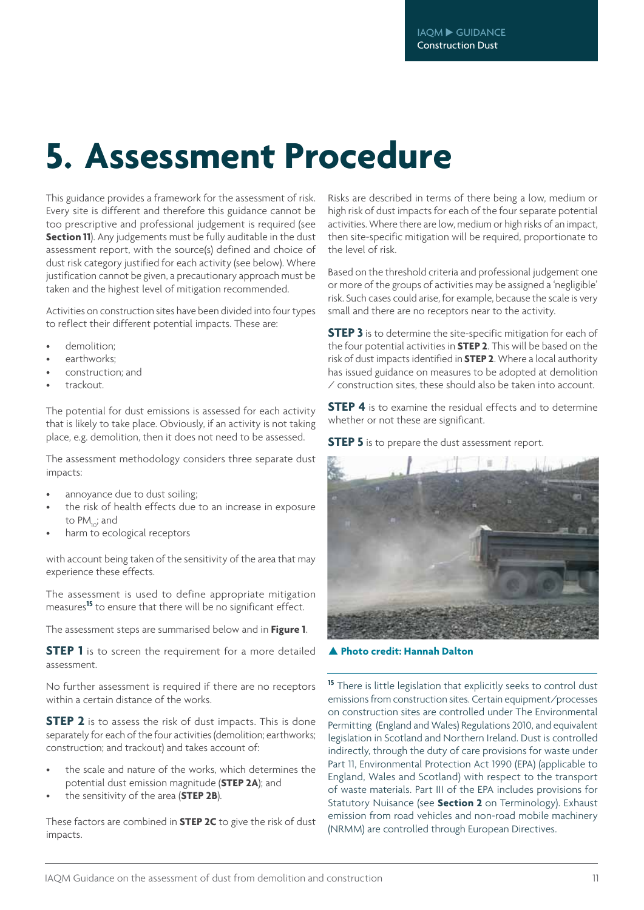# 5. Assessment Procedure

This guidance provides a framework for the assessment of risk. Every site is different and therefore this guidance cannot be too prescriptive and professional judgement is required (see **Section 11**). Any judgements must be fully auditable in the dust assessment report, with the source(s) defined and choice of dust risk category justified for each activity (see below). Where justification cannot be given, a precautionary approach must be taken and the highest level of mitigation recommended.

Activities on construction sites have been divided into four types to reflect their different potential impacts. These are:

- demolition;
- earthworks;
- construction; and
- trackout.

The potential for dust emissions is assessed for each activity that is likely to take place. Obviously, if an activity is not taking place, e.g. demolition, then it does not need to be assessed.

The assessment methodology considers three separate dust impacts:

- annoyance due to dust soiling;
- the risk of health effects due to an increase in exposure to $PM_{10}$; and
- harm to ecological receptors

with account being taken of the sensitivity of the area that may experience these effects.

The assessment is used to define appropriate mitigation measures[15] to ensure that there will be no significant effect.

The assessment steps are summarised below and in **Figure 1**.

**STEP 1** is to screen the requirement for a more detailed assessment.

No further assessment is required if there are no receptors within a certain distance of the works.

**STEP 2** is to assess the risk of dust impacts. This is done separately for each of the four activities (demolition; earthworks; construction; and trackout) and takes account of:

- the scale and nature of the works, which determines the potential dust emission magnitude (**STEP 2A**); and
- the sensitivity of the area (**STEP 2B**).

These factors are combined in **STEP 2C** to give the risk of dust impacts.

Risks are described in terms of there being a low, medium or high risk of dust impacts for each of the four separate potential activities. Where there are low, medium or high risks of an impact, then site-specific mitigation will be required, proportionate to the level of risk.

Based on the threshold criteria and professional judgement one or more of the groups of activities may be assigned a 'negligible' risk. Such cases could arise, for example, because the scale is very small and there are no receptors near to the activity.

**STEP 3** is to determine the site-specific mitigation for each of the four potential activities in **STEP 2**. This will be based on the risk of dust impacts identified in **STEP 2**. Where a local authority has issued guidance on measures to be adopted at demolition / construction sites, these should also be taken into account.

**STEP 4** is to examine the residual effects and to determine whether or not these are significant.

**STEP 5** is to prepare the dust assessment report.

**▲ Photo credit: Hannah Dalton**

[15] There is little legislation that explicitly seeks to control dust emissions from construction sites. Certain equipment/processes on construction sites are controlled under The Environmental Permitting (England and Wales) Regulations 2010, and equivalent legislation in Scotland and Northern Ireland. Dust is controlled indirectly, through the duty of care provisions for waste under Part 11, Environmental Protection Act 1990 (EPA) (applicable to England, Wales and Scotland) with respect to the transport of waste materials. Part III of the EPA includes provisions for Statutory Nuisance (see **Section 2** on Terminology). Exhaust emission from road vehicles and non-road mobile machinery (NRMM) are controlled through European Directives.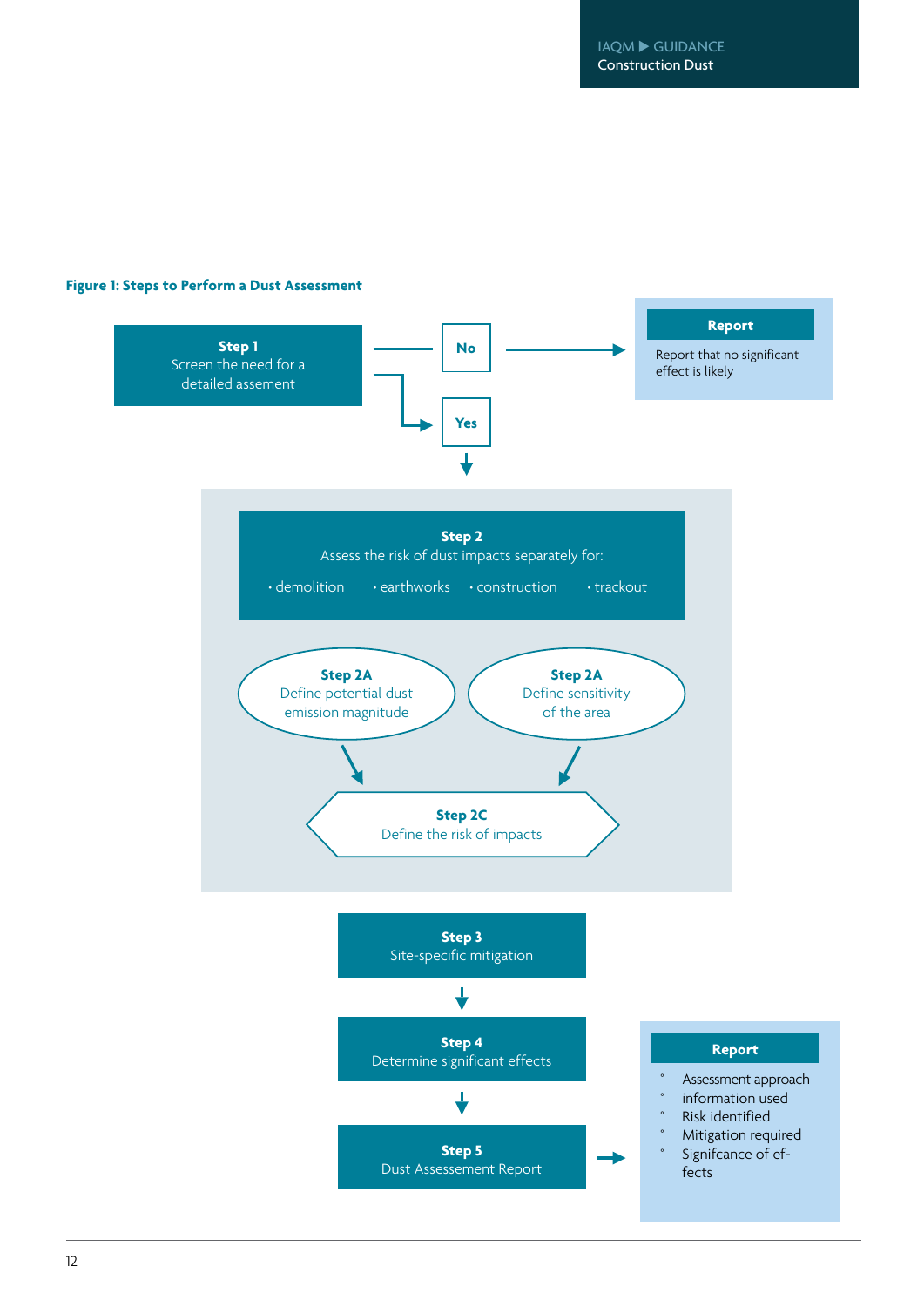**Figure 1: Steps to Perform a Dust Assessment**

**Step 1**
Screen the need for a detailed assement

- **No** → **Report**: Report that no significant effect is likely
- **Yes** ↓

**Step 2**
Assess the risk of dust impacts separately for:

- demolition
- earthworks
- construction
- trackout

**Step 2A**
Define potential dust emission magnitude

**Step 2A**
Define sensitivity of the area

**Step 2C**
Define the risk of impacts

**Step 3**
Site-specific mitigation

↓

**Step 4**
Determine significant effects

↓

**Step 5**
Dust Assessement Report

→ **Report**

- Assessment approach
- information used
- Risk identified
- Mitigation required
- Signifcance of effects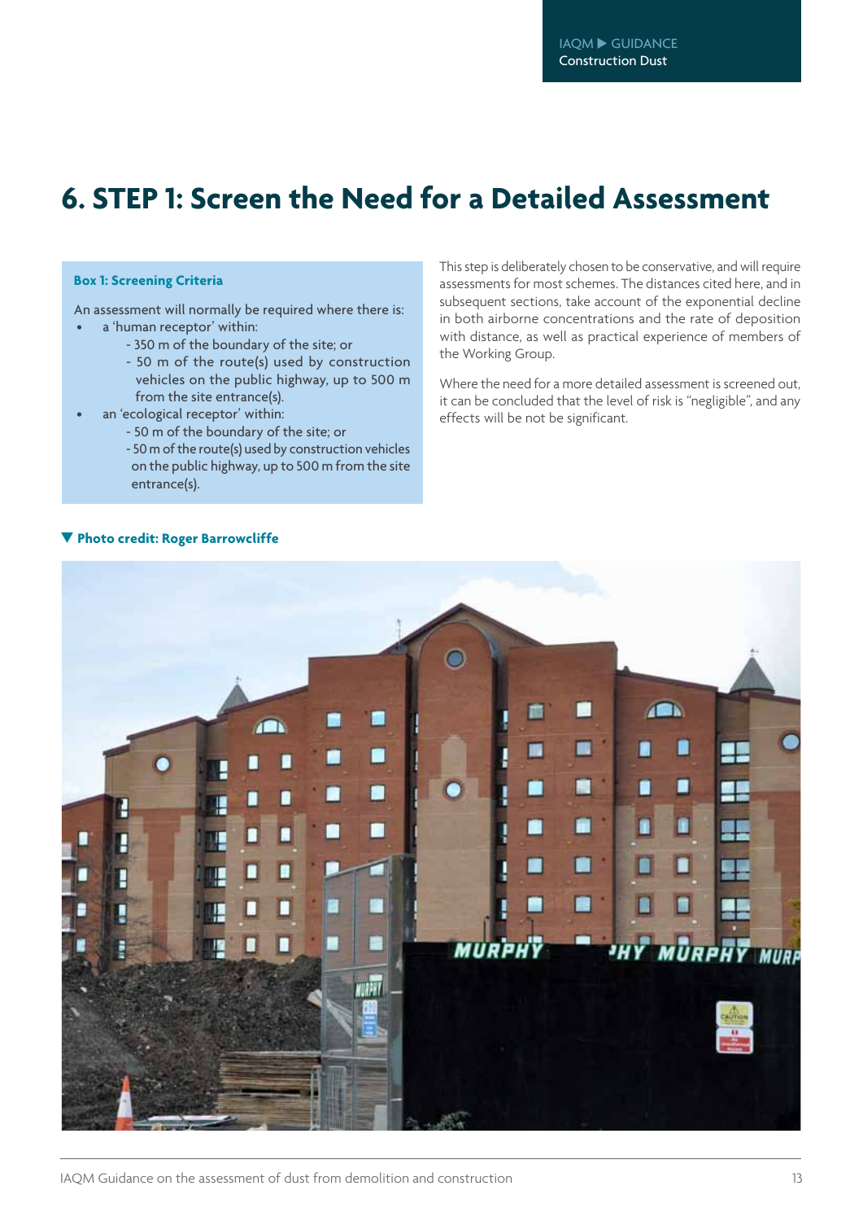# 6. STEP 1: Screen the Need for a Detailed Assessment

**Box 1: Screening Criteria**

An assessment will normally be required where there is:

- a 'human receptor' within:
  - 350 m of the boundary of the site; or
  - 50 m of the route(s) used by construction vehicles on the public highway, up to 500 m from the site entrance(s).
- an 'ecological receptor' within:
  - 50 m of the boundary of the site; or
  - 50 m of the route(s) used by construction vehicles on the public highway, up to 500 m from the site entrance(s).

This step is deliberately chosen to be conservative, and will require assessments for most schemes. The distances cited here, and in subsequent sections, take account of the exponential decline in both airborne concentrations and the rate of deposition with distance, as well as practical experience of members of the Working Group.

Where the need for a more detailed assessment is screened out, it can be concluded that the level of risk is "negligible", and any effects will be not be significant.

▼ **Photo credit: Roger Barrowcliffe**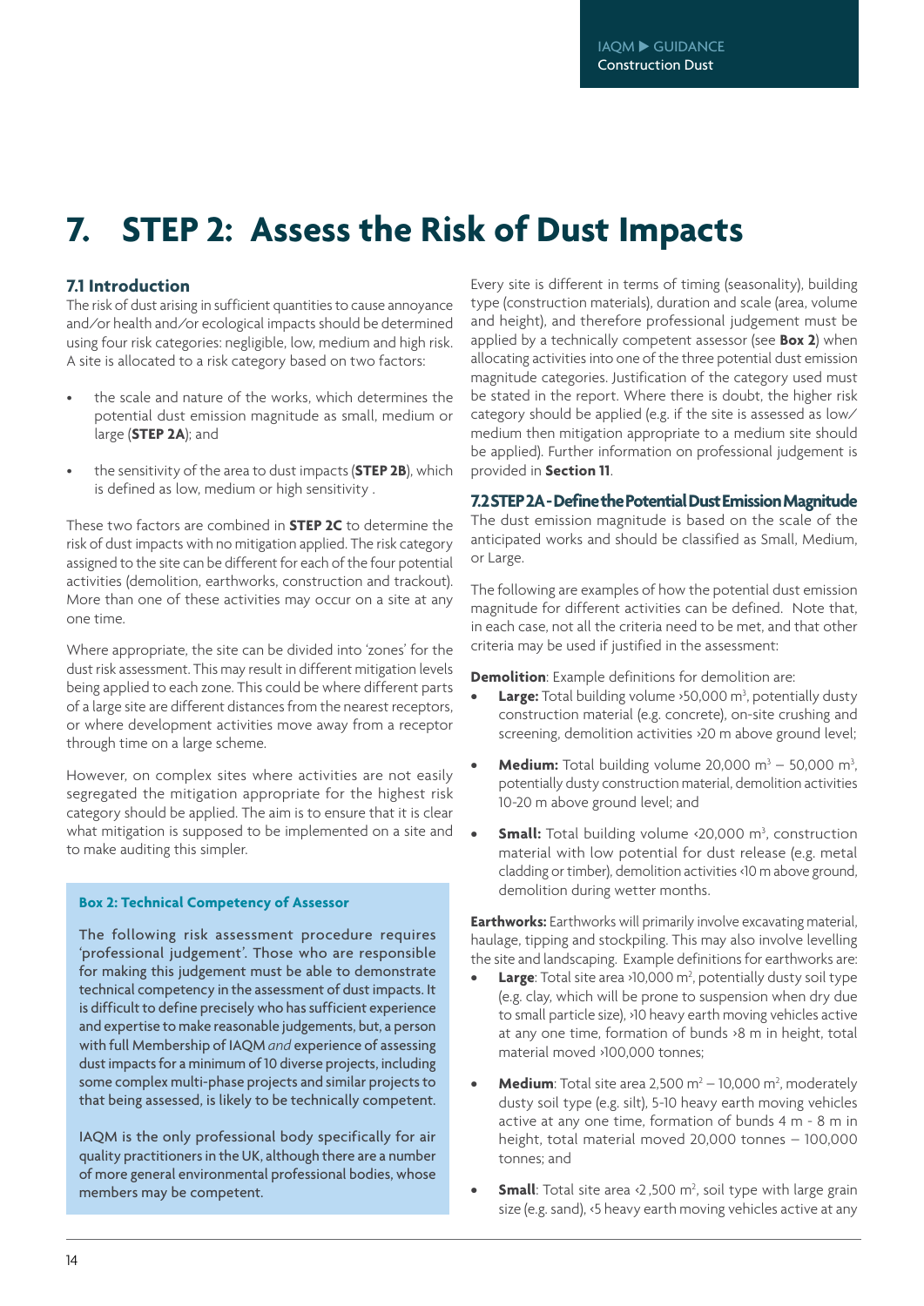# 7. STEP 2: Assess the Risk of Dust Impacts

## 7.1 Introduction

The risk of dust arising in sufficient quantities to cause annoyance and/or health and/or ecological impacts should be determined using four risk categories: negligible, low, medium and high risk. A site is allocated to a risk category based on two factors:

- the scale and nature of the works, which determines the potential dust emission magnitude as small, medium or large (**STEP 2A**); and
- the sensitivity of the area to dust impacts (**STEP 2B**), which is defined as low, medium or high sensitivity .

These two factors are combined in **STEP 2C** to determine the risk of dust impacts with no mitigation applied. The risk category assigned to the site can be different for each of the four potential activities (demolition, earthworks, construction and trackout). More than one of these activities may occur on a site at any one time.

Where appropriate, the site can be divided into 'zones' for the dust risk assessment. This may result in different mitigation levels being applied to each zone. This could be where different parts of a large site are different distances from the nearest receptors, or where development activities move away from a receptor through time on a large scheme.

However, on complex sites where activities are not easily segregated the mitigation appropriate for the highest risk category should be applied. The aim is to ensure that it is clear what mitigation is supposed to be implemented on a site and to make auditing this simpler.

> **Box 2: Technical Competency of Assessor**
>
> The following risk assessment procedure requires 'professional judgement'. Those who are responsible for making this judgement must be able to demonstrate technical competency in the assessment of dust impacts. It is difficult to define precisely who has sufficient experience and expertise to make reasonable judgements, but, a person with full Membership of IAQM *and* experience of assessing dust impacts for a minimum of 10 diverse projects, including some complex multi-phase projects and similar projects to that being assessed, is likely to be technically competent.
>
> IAQM is the only professional body specifically for air quality practitioners in the UK, although there are a number of more general environmental professional bodies, whose members may be competent.

Every site is different in terms of timing (seasonality), building type (construction materials), duration and scale (area, volume and height), and therefore professional judgement must be applied by a technically competent assessor (see **Box 2**) when allocating activities into one of the three potential dust emission magnitude categories. Justification of the category used must be stated in the report. Where there is doubt, the higher risk category should be applied (e.g. if the site is assessed as low/medium then mitigation appropriate to a medium site should be applied). Further information on professional judgement is provided in **Section 11**.

## 7.2 STEP 2A - Define the Potential Dust Emission Magnitude

The dust emission magnitude is based on the scale of the anticipated works and should be classified as Small, Medium, or Large.

The following are examples of how the potential dust emission magnitude for different activities can be defined. Note that, in each case, not all the criteria need to be met, and that other criteria may be used if justified in the assessment:

**Demolition**: Example definitions for demolition are:

- **Large:** Total building volume >50,000 m$^3$, potentially dusty construction material (e.g. concrete), on-site crushing and screening, demolition activities >20 m above ground level;
- **Medium:** Total building volume 20,000 m$^3$ – 50,000 m$^3$, potentially dusty construction material, demolition activities 10-20 m above ground level; and
- **Small:** Total building volume <20,000 m$^3$, construction material with low potential for dust release (e.g. metal cladding or timber), demolition activities <10 m above ground, demolition during wetter months.

**Earthworks:** Earthworks will primarily involve excavating material, haulage, tipping and stockpiling. This may also involve levelling the site and landscaping. Example definitions for earthworks are:

- **Large**: Total site area >10,000 m$^2$, potentially dusty soil type (e.g. clay, which will be prone to suspension when dry due to small particle size), >10 heavy earth moving vehicles active at any one time, formation of bunds >8 m in height, total material moved >100,000 tonnes;
- **Medium**: Total site area 2,500 m$^2$ – 10,000 m$^2$, moderately dusty soil type (e.g. silt), 5-10 heavy earth moving vehicles active at any one time, formation of bunds 4 m - 8 m in height, total material moved 20,000 tonnes – 100,000 tonnes; and
- **Small**: Total site area <2 ,500 m$^2$, soil type with large grain size (e.g. sand), <5 heavy earth moving vehicles active at any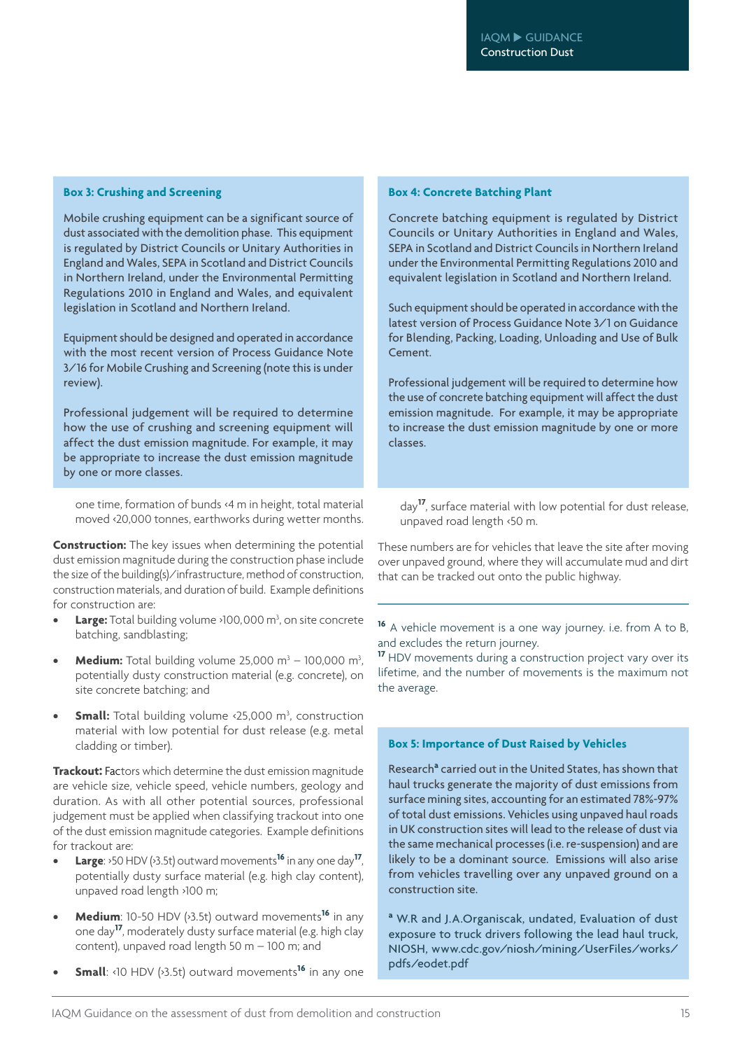**Box 3: Crushing and Screening**

Mobile crushing equipment can be a significant source of dust associated with the demolition phase. This equipment is regulated by District Councils or Unitary Authorities in England and Wales, SEPA in Scotland and District Councils in Northern Ireland, under the Environmental Permitting Regulations 2010 in England and Wales, and equivalent legislation in Scotland and Northern Ireland.

Equipment should be designed and operated in accordance with the most recent version of Process Guidance Note 3/16 for Mobile Crushing and Screening (note this is under review).

Professional judgement will be required to determine how the use of crushing and screening equipment will affect the dust emission magnitude. For example, it may be appropriate to increase the dust emission magnitude by one or more classes.

one time, formation of bunds <4 m in height, total material moved <20,000 tonnes, earthworks during wetter months.

**Construction:** The key issues when determining the potential dust emission magnitude during the construction phase include the size of the building(s)/infrastructure, method of construction, construction materials, and duration of build. Example definitions for construction are:

- **Large:** Total building volume >100,000 m$^3$, on site concrete batching, sandblasting;
- **Medium:** Total building volume 25,000 m$^3$ – 100,000 m$^3$, potentially dusty construction material (e.g. concrete), on site concrete batching; and
- **Small:** Total building volume <25,000 m$^3$, construction material with low potential for dust release (e.g. metal cladding or timber).

**Trackout:** Factors which determine the dust emission magnitude are vehicle size, vehicle speed, vehicle numbers, geology and duration. As with all other potential sources, professional judgement must be applied when classifying trackout into one of the dust emission magnitude categories. Example definitions for trackout are:

- **Large**: >50 HDV (>3.5t) outward movements[16] in any one day[17], potentially dusty surface material (e.g. high clay content), unpaved road length >100 m;
- **Medium**: 10-50 HDV (>3.5t) outward movements[16] in any one day[17], moderately dusty surface material (e.g. high clay content), unpaved road length 50 m – 100 m; and
- **Small**: <10 HDV (>3.5t) outward movements[16] in any one day[17], surface material with low potential for dust release, unpaved road length <50 m.

These numbers are for vehicles that leave the site after moving over unpaved ground, where they will accumulate mud and dirt that can be tracked out onto the public highway.

**Box 4: Concrete Batching Plant**

Concrete batching equipment is regulated by District Councils or Unitary Authorities in England and Wales, SEPA in Scotland and District Councils in Northern Ireland under the Environmental Permitting Regulations 2010 and equivalent legislation in Scotland and Northern Ireland.

Such equipment should be operated in accordance with the latest version of Process Guidance Note 3/1 on Guidance for Blending, Packing, Loading, Unloading and Use of Bulk Cement.

Professional judgement will be required to determine how the use of concrete batching equipment will affect the dust emission magnitude. For example, it may be appropriate to increase the dust emission magnitude by one or more classes.

**Box 5: Importance of Dust Raised by Vehicles**

Research[a] carried out in the United States, has shown that haul trucks generate the majority of dust emissions from surface mining sites, accounting for an estimated 78%-97% of total dust emissions. Vehicles using unpaved haul roads in UK construction sites will lead to the release of dust via the same mechanical processes (i.e. re-suspension) and are likely to be a dominant source. Emissions will also arise from vehicles travelling over any unpaved ground on a construction site.

[a] W.R and J.A.Organiscak, undated, Evaluation of dust exposure to truck drivers following the lead haul truck, NIOSH, www.cdc.gov/niosh/mining/UserFiles/works/pdfs/eodet.pdf

---

[16] A vehicle movement is a one way journey. i.e. from A to B, and excludes the return journey.

[17] HDV movements during a construction project vary over its lifetime, and the number of movements is the maximum not the average.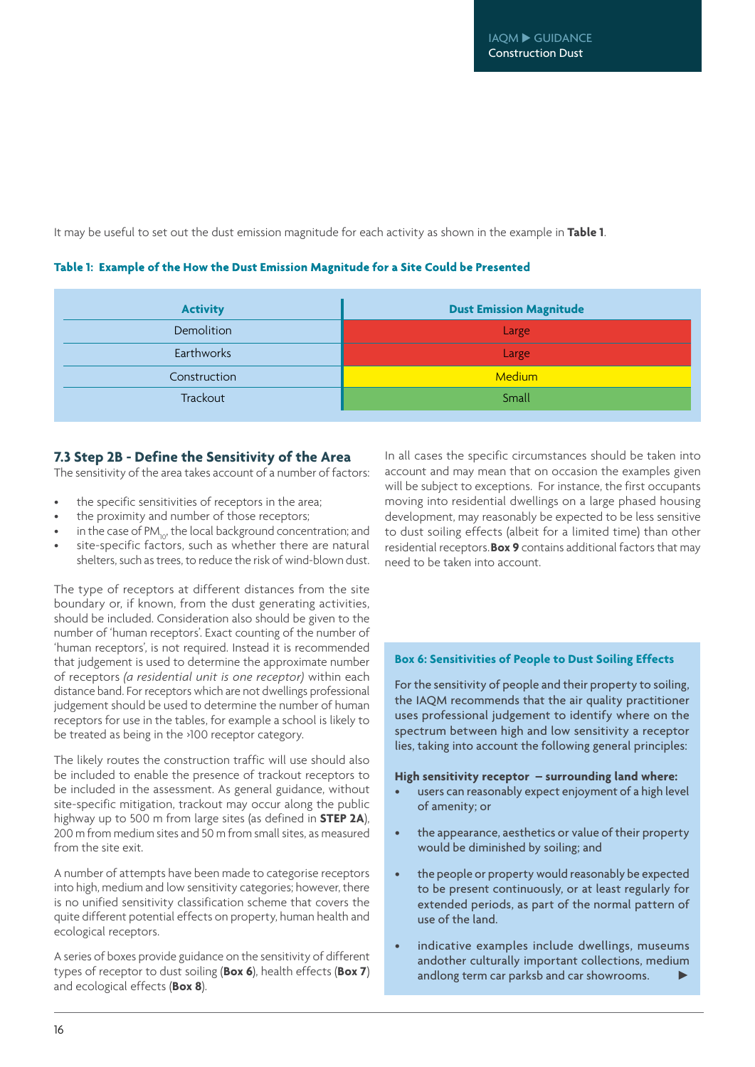It may be useful to set out the dust emission magnitude for each activity as shown in the example in **Table 1**.

**Table 1: Example of the How the Dust Emission Magnitude for a Site Could be Presented**

| Activity | Dust Emission Magnitude |
|---|---|
| Demolition | Large |
| Earthworks | Large |
| Construction | Medium |
| Trackout | Small |

### 7.3 Step 2B - Define the Sensitivity of the Area

The sensitivity of the area takes account of a number of factors:

- the specific sensitivities of receptors in the area;
- the proximity and number of those receptors;
- in the case of $PM_{10}$, the local background concentration; and
- site-specific factors, such as whether there are natural shelters, such as trees, to reduce the risk of wind-blown dust.

The type of receptors at different distances from the site boundary or, if known, from the dust generating activities, should be included. Consideration also should be given to the number of 'human receptors'. Exact counting of the number of 'human receptors', is not required. Instead it is recommended that judgement is used to determine the approximate number of receptors *(a residential unit is one receptor)* within each distance band. For receptors which are not dwellings professional judgement should be used to determine the number of human receptors for use in the tables, for example a school is likely to be treated as being in the >100 receptor category.

The likely routes the construction traffic will use should also be included to enable the presence of trackout receptors to be included in the assessment. As general guidance, without site-specific mitigation, trackout may occur along the public highway up to 500 m from large sites (as defined in **STEP 2A**), 200 m from medium sites and 50 m from small sites, as measured from the site exit.

A number of attempts have been made to categorise receptors into high, medium and low sensitivity categories; however, there is no unified sensitivity classification scheme that covers the quite different potential effects on property, human health and ecological receptors.

A series of boxes provide guidance on the sensitivity of different types of receptor to dust soiling (**Box 6**), health effects (**Box 7**) and ecological effects (**Box 8**).

In all cases the specific circumstances should be taken into account and may mean that on occasion the examples given will be subject to exceptions. For instance, the first occupants moving into residential dwellings on a large phased housing development, may reasonably be expected to be less sensitive to dust soiling effects (albeit for a limited time) than other residential receptors. **Box 9** contains additional factors that may need to be taken into account.

**Box 6: Sensitivities of People to Dust Soiling Effects**

For the sensitivity of people and their property to soiling, the IAQM recommends that the air quality practitioner uses professional judgement to identify where on the spectrum between high and low sensitivity a receptor lies, taking into account the following general principles:

**High sensitivity receptor – surrounding land where:**

- users can reasonably expect enjoyment of a high level of amenity; or
- the appearance, aesthetics or value of their property would be diminished by soiling; and
- the people or property would reasonably be expected to be present continuously, or at least regularly for extended periods, as part of the normal pattern of use of the land.
- indicative examples include dwellings, museums andother culturally important collections, medium andlong term car parksb and car showrooms.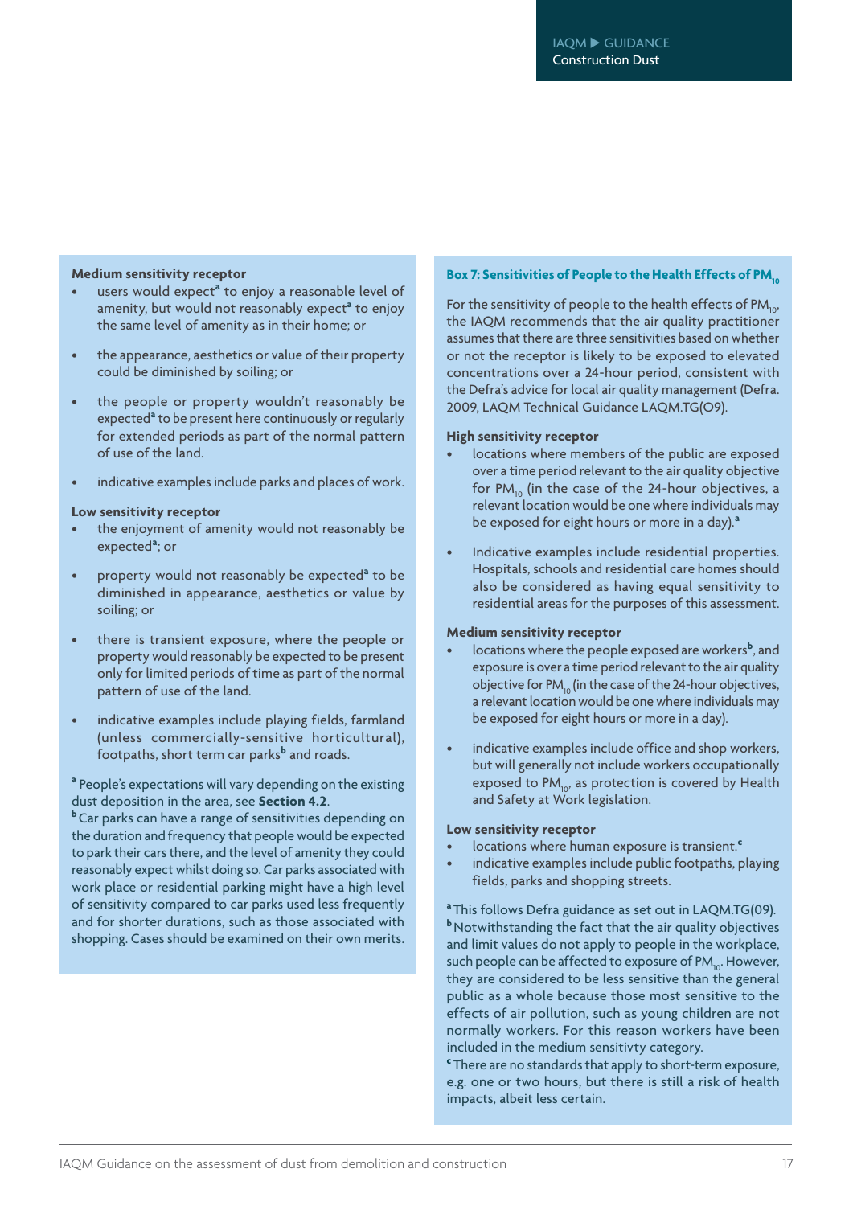**Medium sensitivity receptor**

- users would expect[a] to enjoy a reasonable level of amenity, but would not reasonably expect[a] to enjoy the same level of amenity as in their home; or
- the appearance, aesthetics or value of their property could be diminished by soiling; or
- the people or property wouldn't reasonably be expected[a] to be present here continuously or regularly for extended periods as part of the normal pattern of use of the land.
- indicative examples include parks and places of work.

**Low sensitivity receptor**

- the enjoyment of amenity would not reasonably be expected[a]; or
- property would not reasonably be expected[a] to be diminished in appearance, aesthetics or value by soiling; or
- there is transient exposure, where the people or property would reasonably be expected to be present only for limited periods of time as part of the normal pattern of use of the land.
- indicative examples include playing fields, farmland (unless commercially-sensitive horticultural), footpaths, short term car parks[b] and roads.

[a] People's expectations will vary depending on the existing dust deposition in the area, see **Section 4.2**.
[b] Car parks can have a range of sensitivities depending on the duration and frequency that people would be expected to park their cars there, and the level of amenity they could reasonably expect whilst doing so. Car parks associated with work place or residential parking might have a high level of sensitivity compared to car parks used less frequently and for shorter durations, such as those associated with shopping. Cases should be examined on their own merits.

### Box 7: Sensitivities of People to the Health Effects of $PM_{10}$

For the sensitivity of people to the health effects of $PM_{10}$, the IAQM recommends that the air quality practitioner assumes that there are three sensitivities based on whether or not the receptor is likely to be exposed to elevated concentrations over a 24-hour period, consistent with the Defra's advice for local air quality management (Defra. 2009, LAQM Technical Guidance LAQM.TG(09).

**High sensitivity receptor**

- locations where members of the public are exposed over a time period relevant to the air quality objective for $PM_{10}$ (in the case of the 24-hour objectives, a relevant location would be one where individuals may be exposed for eight hours or more in a day).[a]
- Indicative examples include residential properties. Hospitals, schools and residential care homes should also be considered as having equal sensitivity to residential areas for the purposes of this assessment.

**Medium sensitivity receptor**

- locations where the people exposed are workers[b], and exposure is over a time period relevant to the air quality objective for $PM_{10}$ (in the case of the 24-hour objectives, a relevant location would be one where individuals may be exposed for eight hours or more in a day).
- indicative examples include office and shop workers, but will generally not include workers occupationally exposed to $PM_{10}$, as protection is covered by Health and Safety at Work legislation.

**Low sensitivity receptor**

- locations where human exposure is transient.[c]
- indicative examples include public footpaths, playing fields, parks and shopping streets.

[a] This follows Defra guidance as set out in LAQM.TG(09).
[b] Notwithstanding the fact that the air quality objectives and limit values do not apply to people in the workplace, such people can be affected to exposure of $PM_{10}$. However, they are considered to be less sensitive than the general public as a whole because those most sensitive to the effects of air pollution, such as young children are not normally workers. For this reason workers have been included in the medium sensitivty category.
[c] There are no standards that apply to short-term exposure, e.g. one or two hours, but there is still a risk of health impacts, albeit less certain.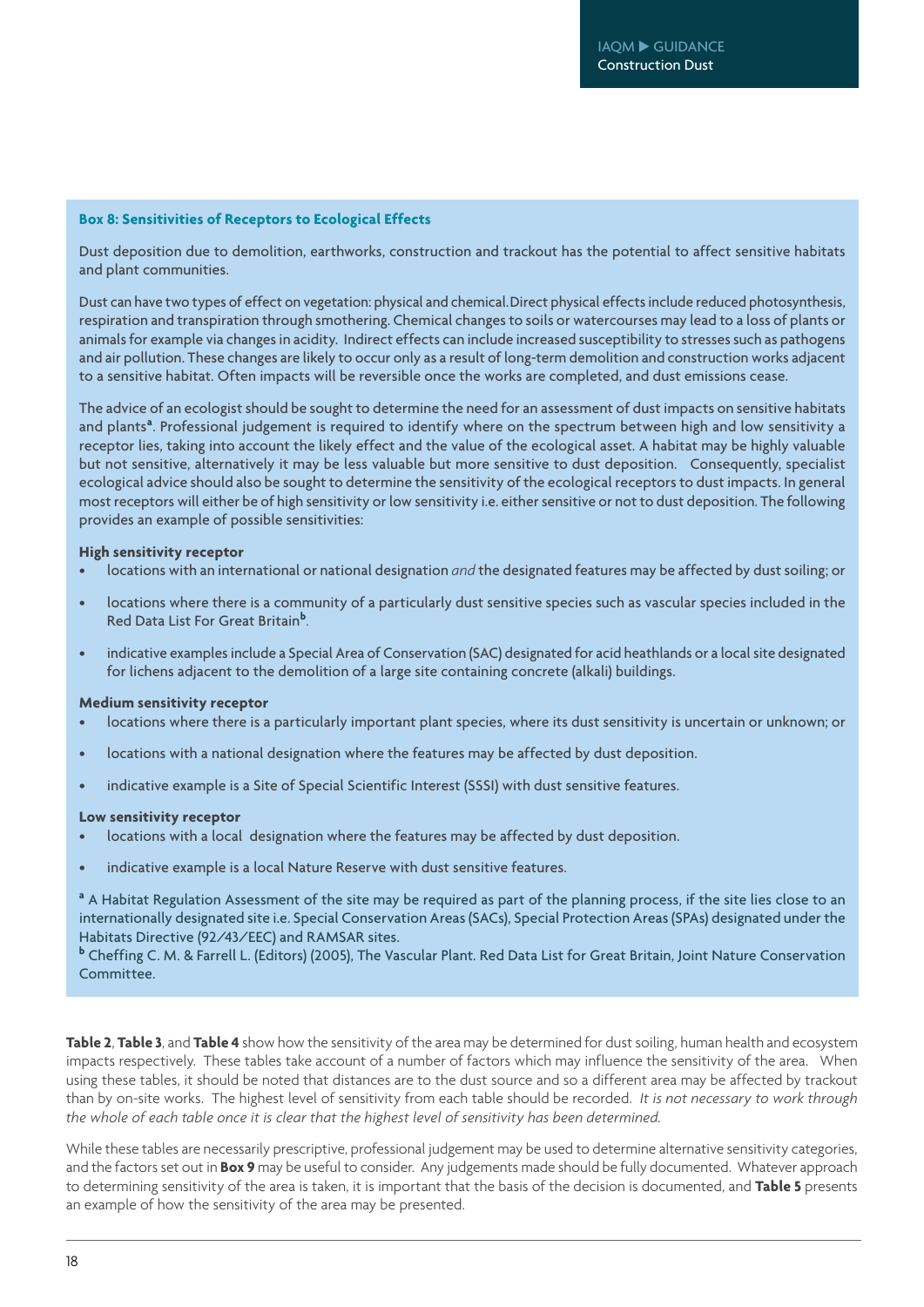**Box 8: Sensitivities of Receptors to Ecological Effects**

Dust deposition due to demolition, earthworks, construction and trackout has the potential to affect sensitive habitats and plant communities.

Dust can have two types of effect on vegetation: physical and chemical. Direct physical effects include reduced photosynthesis, respiration and transpiration through smothering. Chemical changes to soils or watercourses may lead to a loss of plants or animals for example via changes in acidity. Indirect effects can include increased susceptibility to stresses such as pathogens and air pollution. These changes are likely to occur only as a result of long-term demolition and construction works adjacent to a sensitive habitat. Often impacts will be reversible once the works are completed, and dust emissions cease.

The advice of an ecologist should be sought to determine the need for an assessment of dust impacts on sensitive habitats and plants[a]. Professional judgement is required to identify where on the spectrum between high and low sensitivity a receptor lies, taking into account the likely effect and the value of the ecological asset. A habitat may be highly valuable but not sensitive, alternatively it may be less valuable but more sensitive to dust deposition. Consequently, specialist ecological advice should also be sought to determine the sensitivity of the ecological receptors to dust impacts. In general most receptors will either be of high sensitivity or low sensitivity i.e. either sensitive or not to dust deposition. The following provides an example of possible sensitivities:

**High sensitivity receptor**

- locations with an international or national designation *and* the designated features may be affected by dust soiling; or
- locations where there is a community of a particularly dust sensitive species such as vascular species included in the Red Data List For Great Britain[b].
- indicative examples include a Special Area of Conservation (SAC) designated for acid heathlands or a local site designated for lichens adjacent to the demolition of a large site containing concrete (alkali) buildings.

**Medium sensitivity receptor**

- locations where there is a particularly important plant species, where its dust sensitivity is uncertain or unknown; or
- locations with a national designation where the features may be affected by dust deposition.
- indicative example is a Site of Special Scientific Interest (SSSI) with dust sensitive features.

**Low sensitivity receptor**

- locations with a local designation where the features may be affected by dust deposition.
- indicative example is a local Nature Reserve with dust sensitive features.

[a] A Habitat Regulation Assessment of the site may be required as part of the planning process, if the site lies close to an internationally designated site i.e. Special Conservation Areas (SACs), Special Protection Areas (SPAs) designated under the Habitats Directive (92/43/EEC) and RAMSAR sites.

[b] Cheffing C. M. & Farrell L. (Editors) (2005), The Vascular Plant. Red Data List for Great Britain, Joint Nature Conservation Committee.

**Table 2**, **Table 3**, and **Table 4** show how the sensitivity of the area may be determined for dust soiling, human health and ecosystem impacts respectively. These tables take account of a number of factors which may influence the sensitivity of the area. When using these tables, it should be noted that distances are to the dust source and so a different area may be affected by trackout than by on-site works. The highest level of sensitivity from each table should be recorded. *It is not necessary to work through the whole of each table once it is clear that the highest level of sensitivity has been determined.*

While these tables are necessarily prescriptive, professional judgement may be used to determine alternative sensitivity categories, and the factors set out in **Box 9** may be useful to consider. Any judgements made should be fully documented. Whatever approach to determining sensitivity of the area is taken, it is important that the basis of the decision is documented, and **Table 5** presents an example of how the sensitivity of the area may be presented.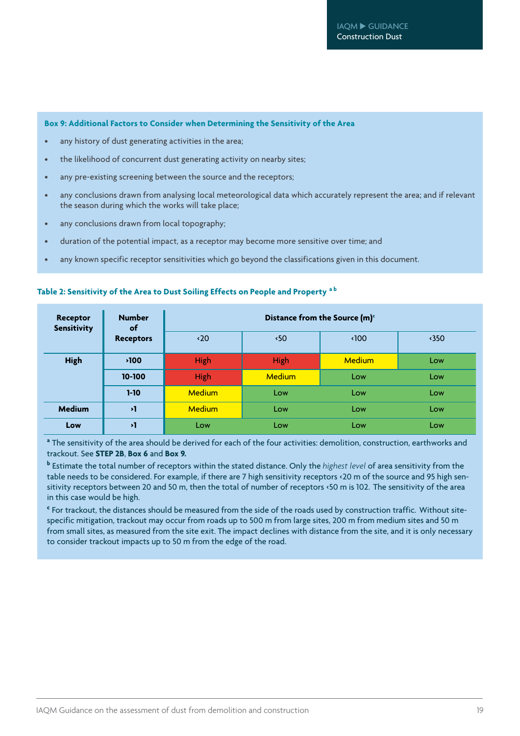**Box 9: Additional Factors to Consider when Determining the Sensitivity of the Area**

- any history of dust generating activities in the area;
- the likelihood of concurrent dust generating activity on nearby sites;
- any pre-existing screening between the source and the receptors;
- any conclusions drawn from analysing local meteorological data which accurately represent the area; and if relevant the season during which the works will take place;
- any conclusions drawn from local topography;
- duration of the potential impact, as a receptor may become more sensitive over time; and
- any known specific receptor sensitivities which go beyond the classifications given in this document.

**Table 2: Sensitivity of the Area to Dust Soiling Effects on People and Property [a] [b]**

| Receptor Sensitivity | Number of Receptors | Distance from the Source (m)[c] | | | |
|---|---|---|---|---|---|
| | | <20 | <50 | <100 | <350 |
| **High** | **>100** | High | High | Medium | Low |
| | **10-100** | High | Medium | Low | Low |
| | **1-10** | Medium | Low | Low | Low |
| **Medium** | **>1** | Medium | Low | Low | Low |
| **Low** | **>1** | Low | Low | Low | Low |

[a] The sensitivity of the area should be derived for each of the four activities: demolition, construction, earthworks and trackout. See **STEP 2B**, **Box 6** and **Box 9.**

[b] Estimate the total number of receptors within the stated distance. Only the *highest level* of area sensitivity from the table needs to be considered. For example, if there are 7 high sensitivity receptors <20 m of the source and 95 high sensitivity receptors between 20 and 50 m, then the total of number of receptors <50 m is 102. The sensitivity of the area in this case would be high.

[c] For trackout, the distances should be measured from the side of the roads used by construction traffic. Without site-specific mitigation, trackout may occur from roads up to 500 m from large sites, 200 m from medium sites and 50 m from small sites, as measured from the site exit. The impact declines with distance from the site, and it is only necessary to consider trackout impacts up to 50 m from the edge of the road.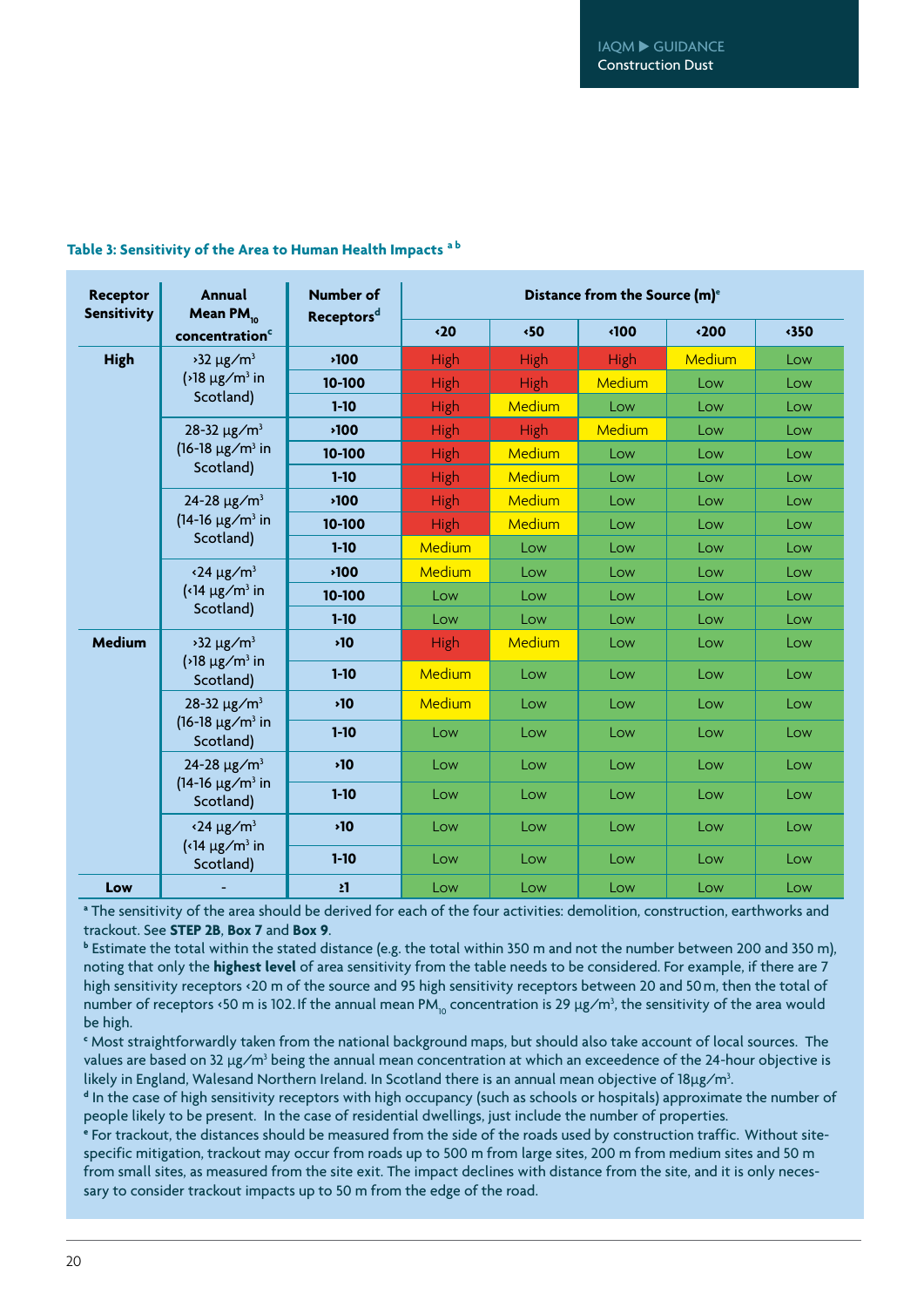**Table 3: Sensitivity of the Area to Human Health Impacts [a] [b]**

| Receptor Sensitivity | Annual Mean $PM_{10}$ concentration[c] | Number of Receptors[d] | Distance from the Source (m)[e] | | | | |
|---|---|---|---|---|---|---|---|
| | | | <20 | <50 | <100 | <200 | <350 |
| **High** | >32 μg/m³ (>18 μg/m³ in Scotland) | **>100** | High | High | High | Medium | Low |
| | | **10-100** | High | High | Medium | Low | Low |
| | | **1-10** | High | Medium | Low | Low | Low |
| | 28-32 μg/m³ (16-18 μg/m³ in Scotland) | **>100** | High | High | Medium | Low | Low |
| | | **10-100** | High | Medium | Low | Low | Low |
| | | **1-10** | High | Medium | Low | Low | Low |
| | 24-28 μg/m³ (14-16 μg/m³ in Scotland) | **>100** | High | Medium | Low | Low | Low |
| | | **10-100** | High | Medium | Low | Low | Low |
| | | **1-10** | Medium | Low | Low | Low | Low |
| | <24 μg/m³ (<14 μg/m³ in Scotland) | **>100** | Medium | Low | Low | Low | Low |
| | | **10-100** | Low | Low | Low | Low | Low |
| | | **1-10** | Low | Low | Low | Low | Low |
| **Medium** | >32 μg/m³ (>18 μg/m³ in Scotland) | **>10** | High | Medium | Low | Low | Low |
| | | **1-10** | Medium | Low | Low | Low | Low |
| | 28-32 μg/m³ (16-18 μg/m³ in Scotland) | **>10** | Medium | Low | Low | Low | Low |
| | | **1-10** | Low | Low | Low | Low | Low |
| | 24-28 μg/m³ (14-16 μg/m³ in Scotland) | **>10** | Low | Low | Low | Low | Low |
| | | **1-10** | Low | Low | Low | Low | Low |
| | <24 μg/m³ (<14 μg/m³ in Scotland) | **>10** | Low | Low | Low | Low | Low |
| | | **1-10** | Low | Low | Low | Low | Low |
| **Low** | - | **≥1** | Low | Low | Low | Low | Low |

[a] The sensitivity of the area should be derived for each of the four activities: demolition, construction, earthworks and trackout. See **STEP 2B**, **Box 7** and **Box 9**.

[b] Estimate the total within the stated distance (e.g. the total within 350 m and not the number between 200 and 350 m), noting that only the **highest level** of area sensitivity from the table needs to be considered. For example, if there are 7 high sensitivity receptors <20 m of the source and 95 high sensitivity receptors between 20 and 50 m, then the total of number of receptors <50 m is 102. If the annual mean $PM_{10}$ concentration is 29 μg/m³, the sensitivity of the area would be high.

[c] Most straightforwardly taken from the national background maps, but should also take account of local sources. The values are based on 32 μg/m³ being the annual mean concentration at which an exceedence of the 24-hour objective is likely in England, Walesand Northern Ireland. In Scotland there is an annual mean objective of 18μg/m³.

[d] In the case of high sensitivity receptors with high occupancy (such as schools or hospitals) approximate the number of people likely to be present. In the case of residential dwellings, just include the number of properties.

[e] For trackout, the distances should be measured from the side of the roads used by construction traffic. Without site-specific mitigation, trackout may occur from roads up to 500 m from large sites, 200 m from medium sites and 50 m from small sites, as measured from the site exit. The impact declines with distance from the site, and it is only necessary to consider trackout impacts up to 50 m from the edge of the road.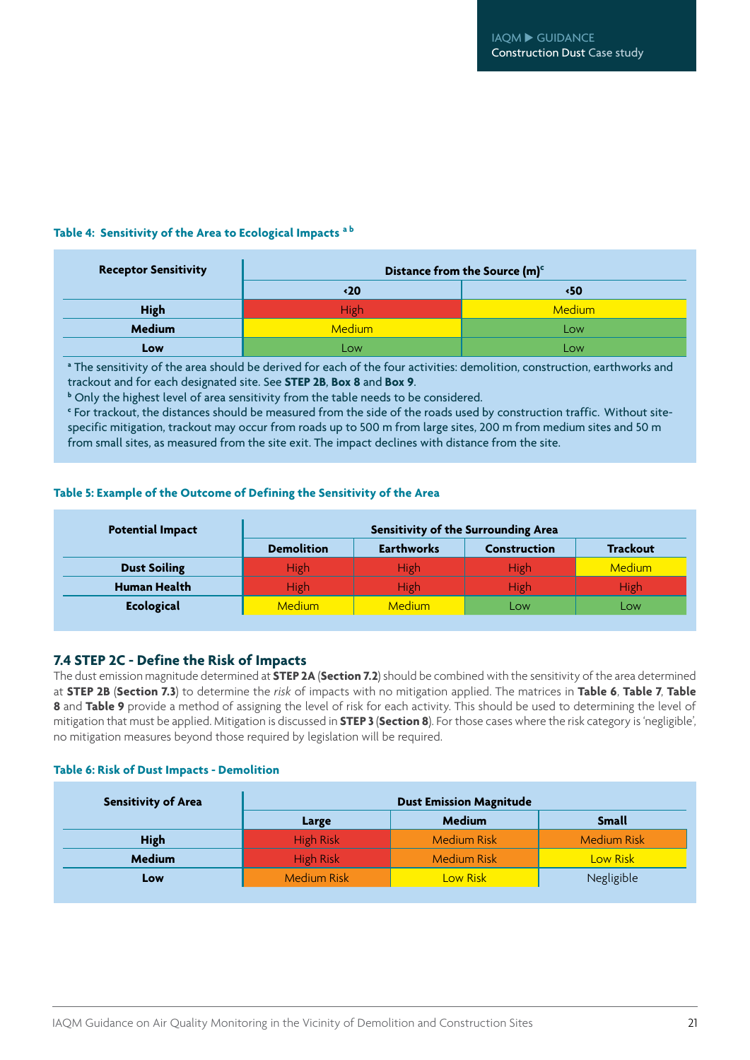**Table 4: Sensitivity of the Area to Ecological Impacts [a b]**

| Receptor Sensitivity | Distance from the Source (m)[c] | |
|---|---|---|
| | <20 | <50 |
| High | High | Medium |
| Medium | Medium | Low |
| Low | Low | Low |

[a] The sensitivity of the area should be derived for each of the four activities: demolition, construction, earthworks and trackout and for each designated site. See **STEP 2B**, **Box 8** and **Box 9**.

[b] Only the highest level of area sensitivity from the table needs to be considered.

[c] For trackout, the distances should be measured from the side of the roads used by construction traffic. Without site-specific mitigation, trackout may occur from roads up to 500 m from large sites, 200 m from medium sites and 50 m from small sites, as measured from the site exit. The impact declines with distance from the site.

**Table 5: Example of the Outcome of Defining the Sensitivity of the Area**

| Potential Impact | Sensitivity of the Surrounding Area | | | |
|---|---|---|---|---|
| | Demolition | Earthworks | Construction | Trackout |
| Dust Soiling | High | High | High | Medium |
| Human Health | High | High | High | High |
| Ecological | Medium | Medium | Low | Low |

## 7.4 STEP 2C - Define the Risk of Impacts

The dust emission magnitude determined at **STEP 2A** (**Section 7.2**) should be combined with the sensitivity of the area determined at **STEP 2B** (**Section 7.3**) to determine the *risk* of impacts with no mitigation applied. The matrices in **Table 6**, **Table 7**, **Table 8** and **Table 9** provide a method of assigning the level of risk for each activity. This should be used to determining the level of mitigation that must be applied. Mitigation is discussed in **STEP 3** (**Section 8**). For those cases where the risk category is 'negligible', no mitigation measures beyond those required by legislation will be required.

**Table 6: Risk of Dust Impacts - Demolition**

| Sensitivity of Area | Dust Emission Magnitude | | |
|---|---|---|---|
| | Large | Medium | Small |
| High | High Risk | Medium Risk | Medium Risk |
| Medium | High Risk | Medium Risk | Low Risk |
| Low | Medium Risk | Low Risk | Negligible |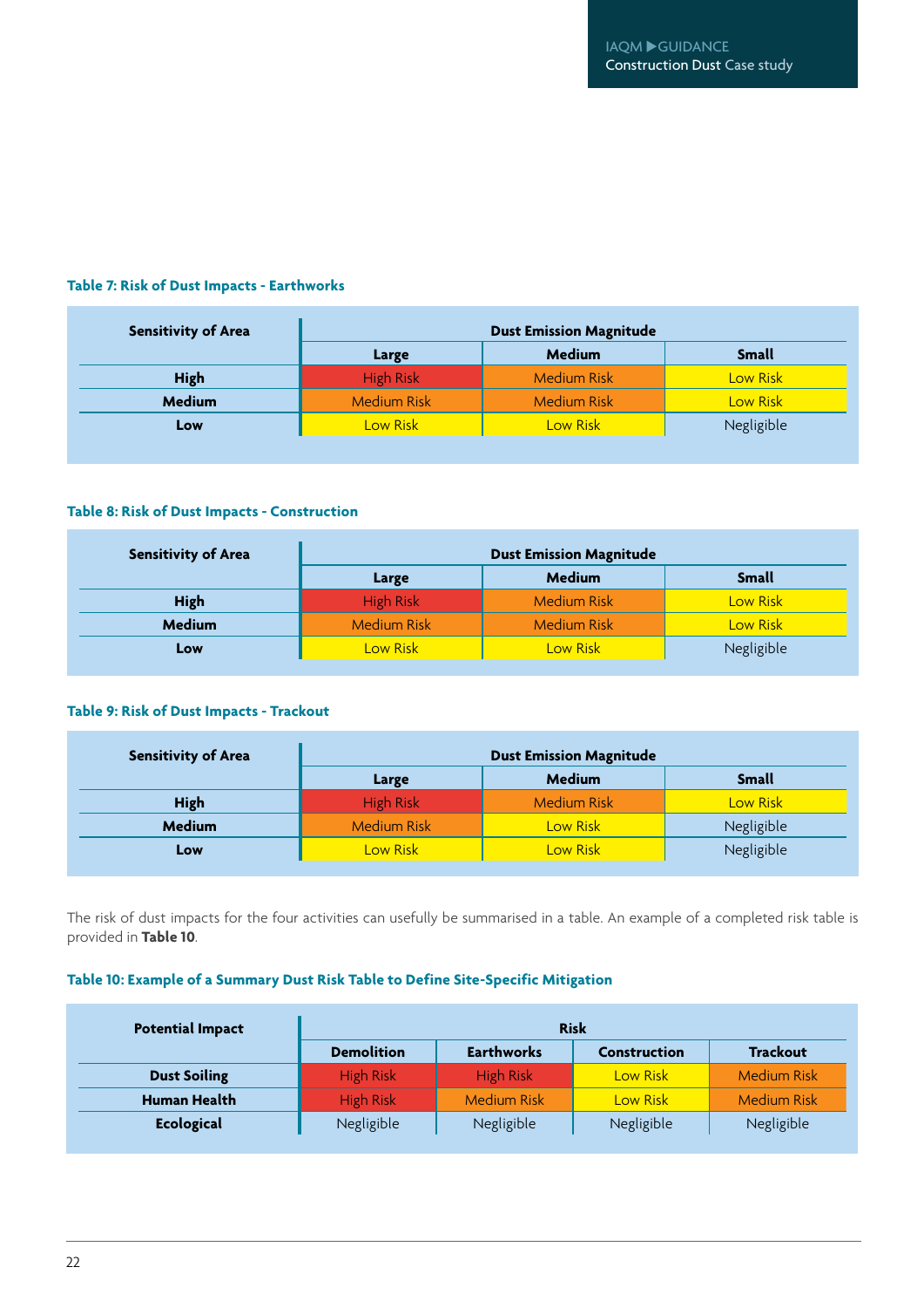**Table 7: Risk of Dust Impacts - Earthworks**

| Sensitivity of Area | Dust Emission Magnitude | | |
|---|---|---|---|
| | Large | Medium | Small |
| High | High Risk | Medium Risk | Low Risk |
| Medium | Medium Risk | Medium Risk | Low Risk |
| Low | Low Risk | Low Risk | Negligible |

**Table 8: Risk of Dust Impacts - Construction**

| Sensitivity of Area | Dust Emission Magnitude | | |
|---|---|---|---|
| | Large | Medium | Small |
| High | High Risk | Medium Risk | Low Risk |
| Medium | Medium Risk | Medium Risk | Low Risk |
| Low | Low Risk | Low Risk | Negligible |

**Table 9: Risk of Dust Impacts - Trackout**

| Sensitivity of Area | Dust Emission Magnitude | | |
|---|---|---|---|
| | Large | Medium | Small |
| High | High Risk | Medium Risk | Low Risk |
| Medium | Medium Risk | Low Risk | Negligible |
| Low | Low Risk | Low Risk | Negligible |

The risk of dust impacts for the four activities can usefully be summarised in a table. An example of a completed risk table is provided in **Table 10**.

**Table 10: Example of a Summary Dust Risk Table to Define Site-Specific Mitigation**

| Potential Impact | Risk | | | |
|---|---|---|---|---|
| | Demolition | Earthworks | Construction | Trackout |
| Dust Soiling | High Risk | High Risk | Low Risk | Medium Risk |
| Human Health | High Risk | Medium Risk | Low Risk | Medium Risk |
| Ecological | Negligible | Negligible | Negligible | Negligible |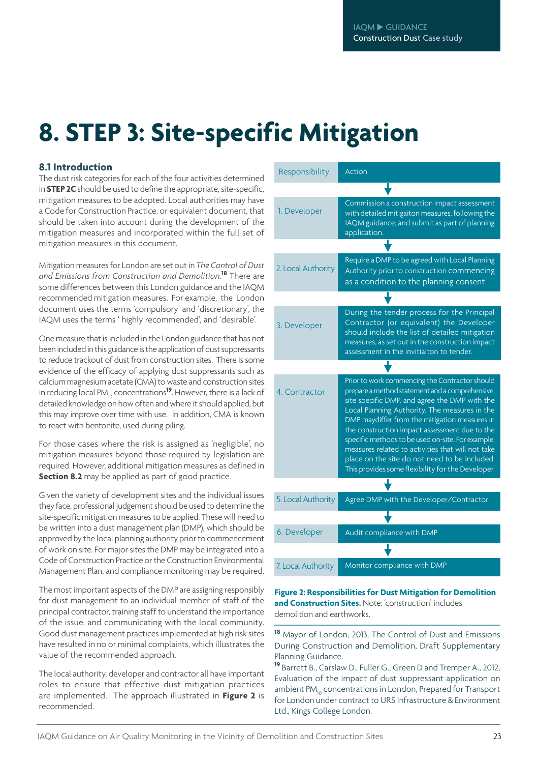# 8. STEP 3: Site-specific Mitigation

## 8.1 Introduction

The dust risk categories for each of the four activities determined in **STEP 2C** should be used to define the appropriate, site-specific, mitigation measures to be adopted. Local authorities may have a Code for Construction Practice, or equivalent document, that should be taken into account during the development of the mitigation measures and incorporated within the full set of mitigation measures in this document.

Mitigation measures for London are set out in *The Control of Dust and Emissions from Construction and Demolition.*[18] There are some differences between this London guidance and the IAQM recommended mitigation measures. For example, the London document uses the terms 'compulsory' and 'discretionary', the IAQM uses the terms ' highly recommended', and 'desirable'.

One measure that is included in the London guidance that has not been included in this guidance is the application of dust suppressants to reduce trackout of dust from construction sites. There is some evidence of the efficacy of applying dust suppressants such as calcium magnesium acetate (CMA) to waste and construction sites in reducing local $PM_{10}$ concentrations[19]. However, there is a lack of detailed knowledge on how often and where it should applied, but this may improve over time with use. In addition, CMA is known to react with bentonite, used during piling.

For those cases where the risk is assigned as 'negligible', no mitigation measures beyond those required by legislation are required. However, additional mitigation measures as defined in **Section 8.2** may be applied as part of good practice.

Given the variety of development sites and the individual issues they face, professional judgement should be used to determine the site-specific mitigation measures to be applied. These will need to be written into a dust management plan (DMP), which should be approved by the local planning authority prior to commencement of work on site. For major sites the DMP may be integrated into a Code of Construction Practice or the Construction Environmental Management Plan, and compliance monitoring may be required.

The most important aspects of the DMP are assigning responsibly for dust management to an individual member of staff of the principal contractor, training staff to understand the importance of the issue, and communicating with the local community. Good dust management practices implemented at high risk sites have resulted in no or minimal complaints, which illustrates the value of the recommended approach.

The local authority, developer and contractor all have important roles to ensure that effective dust mitigation practices are implemented. The approach illustrated in **Figure 2** is recommended.

| Responsibility | Action |
|---|---|
| 1. Developer | Commission a construction impact assessment with detailed mitigaiton measures, following the IAQM guidance, and submit as part of planning application. |
| 2. Local Authority | Require a DMP to be agreed with Local Planning Authority prior to construction commencing as a condition to the planning consent |
| 3. Developer | During the tender process for the Principal Contractor (or equivalent) the Developer should include the list of detailed mitigation measures, as set out in the construction impact assessment in the invitiaiton to tender. |
| 4. Contractor | Prior to work commencing the Contractor should prepare a method statement and a comprehensive, site specific DMP, and agree the DMP with the Local Planning Authority. The measures in the DMP maydiffer from the mitigation measures in the construction impact assessment due to the specific methods to be used on-site. For example, measures related to activities that will not take place on the site do not need to be included. This provides some flexibility for the Developer. |
| 5. Local Authority | Agree DMP with the Developer/Contractor |
| 6. Developer | Audit compliance with DMP |
| 7. Local Authority | Monitor compliance with DMP |

**Figure 2: Responsibilities for Dust Mitigation for Demolition and Construction Sites.** Note: 'construction' includes demolition and earthworks.

---

[18] Mayor of London, 2013, The Control of Dust and Emissions During Construction and Demolition, Draft Supplementary Planning Guidance.

[19] Barrett B., Carslaw D., Fuller G., Green D and Tremper A., 2012, Evaluation of the impact of dust suppressant application on ambient $PM_{10}$ concentrations in London, Prepared for Transport for London under contract to URS Infrastructure & Environment Ltd., Kings College London.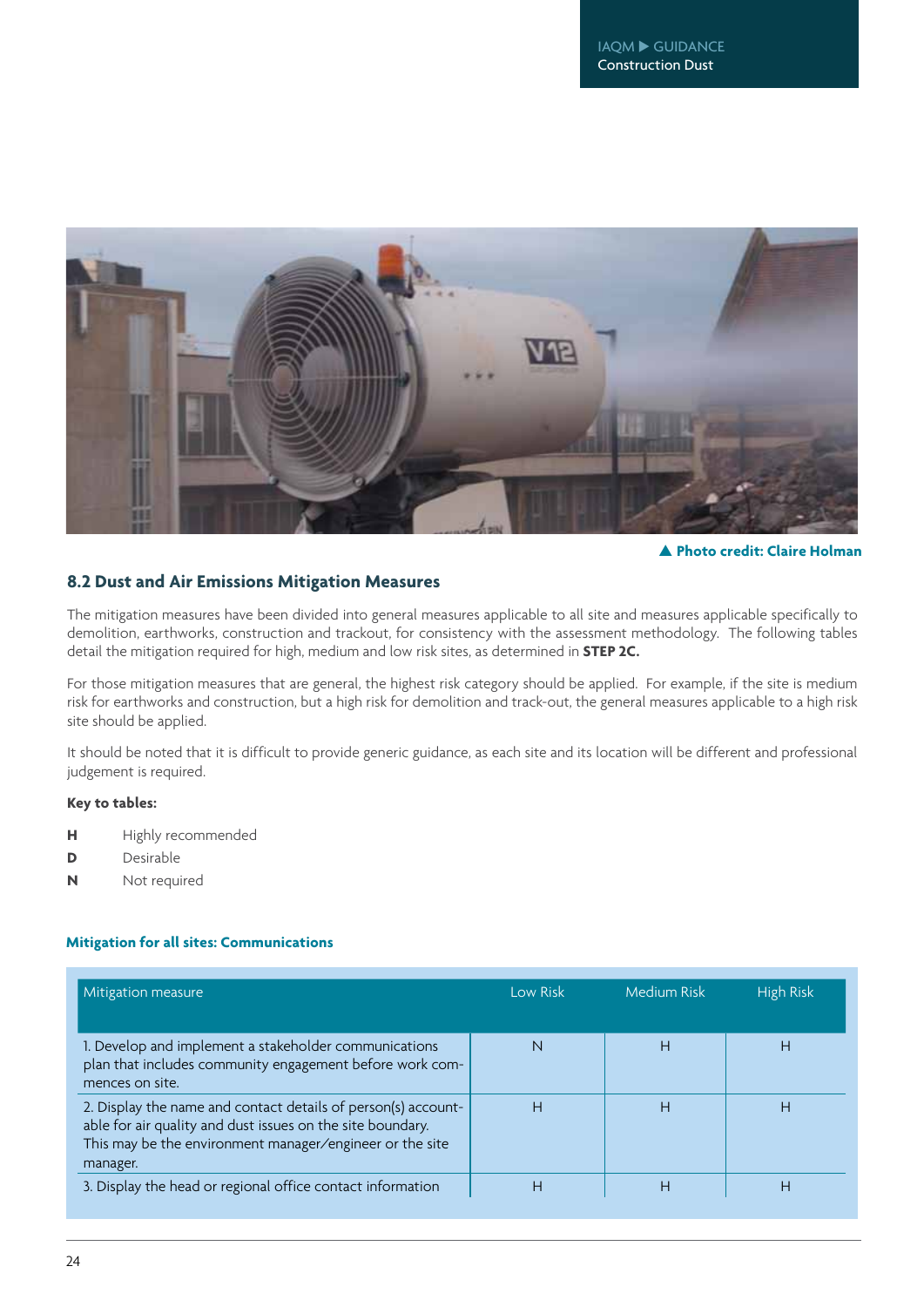▲ Photo credit: Claire Holman

## 8.2 Dust and Air Emissions Mitigation Measures

The mitigation measures have been divided into general measures applicable to all site and measures applicable specifically to demolition, earthworks, construction and trackout, for consistency with the assessment methodology. The following tables detail the mitigation required for high, medium and low risk sites, as determined in **STEP 2C.**

For those mitigation measures that are general, the highest risk category should be applied. For example, if the site is medium risk for earthworks and construction, but a high risk for demolition and track-out, the general measures applicable to a high risk site should be applied.

It should be noted that it is difficult to provide generic guidance, as each site and its location will be different and professional judgement is required.

**Key to tables:**

**H** Highly recommended
**D** Desirable
**N** Not required

#### Mitigation for all sites: Communications

| Mitigation measure | Low Risk | Medium Risk | High Risk |
|---|---|---|---|
| 1. Develop and implement a stakeholder communications plan that includes community engagement before work commences on site. | N | H | H |
| 2. Display the name and contact details of person(s) accountable for air quality and dust issues on the site boundary. This may be the environment manager/engineer or the site manager. | H | H | H |
| 3. Display the head or regional office contact information | H | H | H |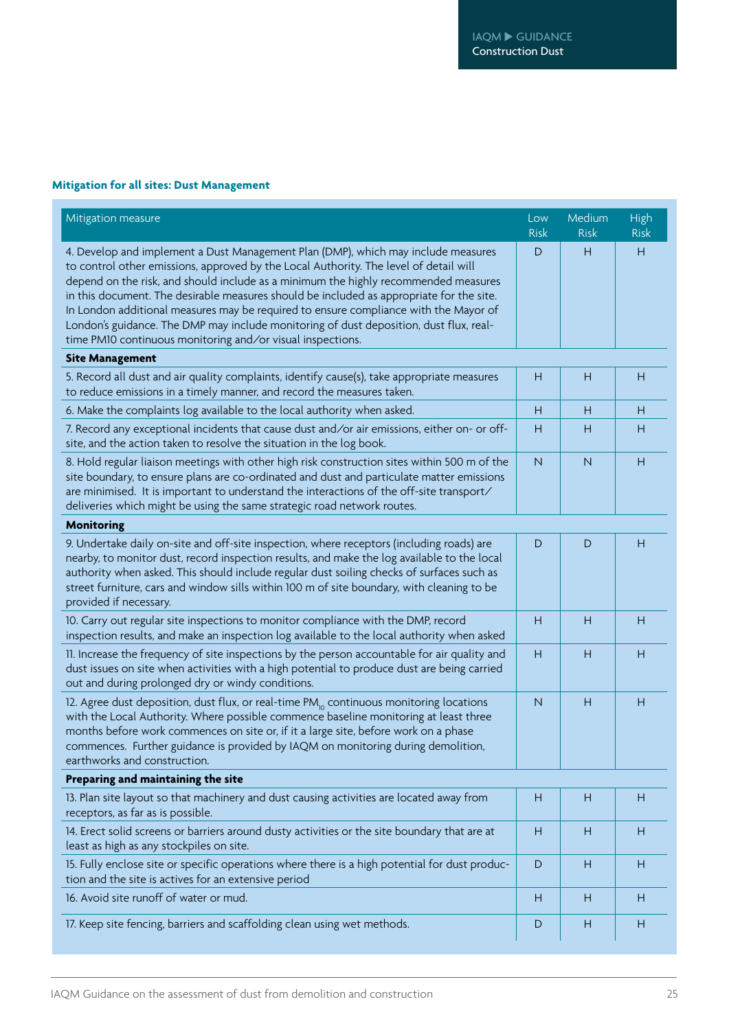**Mitigation for all sites: Dust Management**

| Mitigation measure | Low Risk | Medium Risk | High Risk |
|---|---|---|---|
| 4. Develop and implement a Dust Management Plan (DMP), which may include measures to control other emissions, approved by the Local Authority. The level of detail will depend on the risk, and should include as a minimum the highly recommended measures in this document. The desirable measures should be included as appropriate for the site. In London additional measures may be required to ensure compliance with the Mayor of London's guidance. The DMP may include monitoring of dust deposition, dust flux, real-time PM10 continuous monitoring and/or visual inspections. | D | H | H |
| **Site Management** | | | |
| 5. Record all dust and air quality complaints, identify cause(s), take appropriate measures to reduce emissions in a timely manner, and record the measures taken. | H | H | H |
| 6. Make the complaints log available to the local authority when asked. | H | H | H |
| 7. Record any exceptional incidents that cause dust and/or air emissions, either on- or off-site, and the action taken to resolve the situation in the log book. | H | H | H |
| 8. Hold regular liaison meetings with other high risk construction sites within 500 m of the site boundary, to ensure plans are co-ordinated and dust and particulate matter emissions are minimised. It is important to understand the interactions of the off-site transport/ deliveries which might be using the same strategic road network routes. | N | N | H |
| **Monitoring** | | | |
| 9. Undertake daily on-site and off-site inspection, where receptors (including roads) are nearby, to monitor dust, record inspection results, and make the log available to the local authority when asked. This should include regular dust soiling checks of surfaces such as street furniture, cars and window sills within 100 m of site boundary, with cleaning to be provided if necessary. | D | D | H |
| 10. Carry out regular site inspections to monitor compliance with the DMP, record inspection results, and make an inspection log available to the local authority when asked | H | H | H |
| 11. Increase the frequency of site inspections by the person accountable for air quality and dust issues on site when activities with a high potential to produce dust are being carried out and during prolonged dry or windy conditions. | H | H | H |
| 12. Agree dust deposition, dust flux, or real-time $PM_{10}$ continuous monitoring locations with the Local Authority. Where possible commence baseline monitoring at least three months before work commences on site or, if it a large site, before work on a phase commences. Further guidance is provided by IAQM on monitoring during demolition, earthworks and construction. | N | H | H |
| **Preparing and maintaining the site** | | | |
| 13. Plan site layout so that machinery and dust causing activities are located away from receptors, as far as is possible. | H | H | H |
| 14. Erect solid screens or barriers around dusty activities or the site boundary that are at least as high as any stockpiles on site. | H | H | H |
| 15. Fully enclose site or specific operations where there is a high potential for dust production and the site is actives for an extensive period | D | H | H |
| 16. Avoid site runoff of water or mud. | H | H | H |
| 17. Keep site fencing, barriers and scaffolding clean using wet methods. | D | H | H |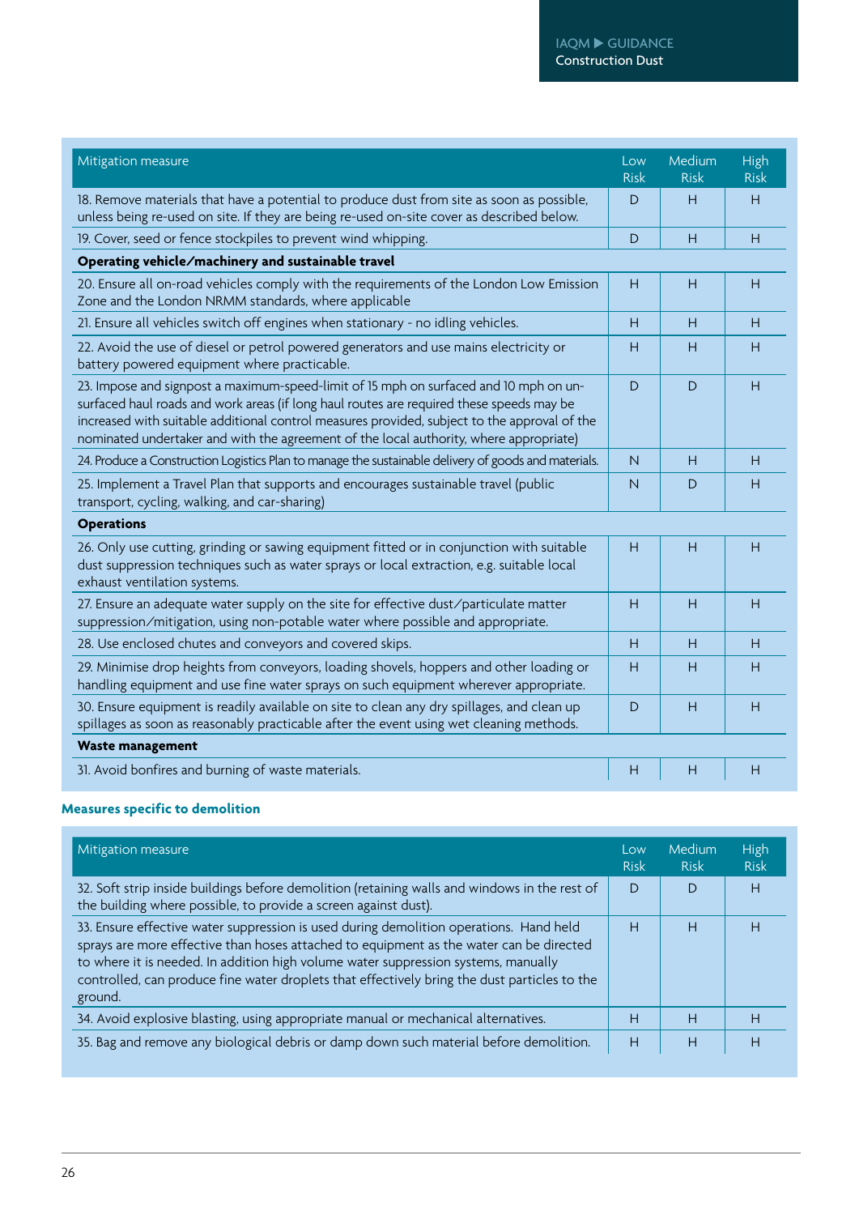| Mitigation measure | Low Risk | Medium Risk | High Risk |
|---|---|---|---|
| 18. Remove materials that have a potential to produce dust from site as soon as possible, unless being re-used on site. If they are being re-used on-site cover as described below. | D | H | H |
| 19. Cover, seed or fence stockpiles to prevent wind whipping. | D | H | H |
| **Operating vehicle/machinery and sustainable travel** | | | |
| 20. Ensure all on-road vehicles comply with the requirements of the London Low Emission Zone and the London NRMM standards, where applicable | H | H | H |
| 21. Ensure all vehicles switch off engines when stationary - no idling vehicles. | H | H | H |
| 22. Avoid the use of diesel or petrol powered generators and use mains electricity or battery powered equipment where practicable. | H | H | H |
| 23. Impose and signpost a maximum-speed-limit of 15 mph on surfaced and 10 mph on un-surfaced haul roads and work areas (if long haul routes are required these speeds may be increased with suitable additional control measures provided, subject to the approval of the nominated undertaker and with the agreement of the local authority, where appropriate) | D | D | H |
| 24. Produce a Construction Logistics Plan to manage the sustainable delivery of goods and materials. | N | H | H |
| 25. Implement a Travel Plan that supports and encourages sustainable travel (public transport, cycling, walking, and car-sharing) | N | D | H |
| **Operations** | | | |
| 26. Only use cutting, grinding or sawing equipment fitted or in conjunction with suitable dust suppression techniques such as water sprays or local extraction, e.g. suitable local exhaust ventilation systems. | H | H | H |
| 27. Ensure an adequate water supply on the site for effective dust/particulate matter suppression/mitigation, using non-potable water where possible and appropriate. | H | H | H |
| 28. Use enclosed chutes and conveyors and covered skips. | H | H | H |
| 29. Minimise drop heights from conveyors, loading shovels, hoppers and other loading or handling equipment and use fine water sprays on such equipment wherever appropriate. | H | H | H |
| 30. Ensure equipment is readily available on site to clean any dry spillages, and clean up spillages as soon as reasonably practicable after the event using wet cleaning methods. | D | H | H |
| **Waste management** | | | |
| 31. Avoid bonfires and burning of waste materials. | H | H | H |

**Measures specific to demolition**

| Mitigation measure | Low Risk | Medium Risk | High Risk |
|---|---|---|---|
| 32. Soft strip inside buildings before demolition (retaining walls and windows in the rest of the building where possible, to provide a screen against dust). | D | D | H |
| 33. Ensure effective water suppression is used during demolition operations. Hand held sprays are more effective than hoses attached to equipment as the water can be directed to where it is needed. In addition high volume water suppression systems, manually controlled, can produce fine water droplets that effectively bring the dust particles to the ground. | H | H | H |
| 34. Avoid explosive blasting, using appropriate manual or mechanical alternatives. | H | H | H |
| 35. Bag and remove any biological debris or damp down such material before demolition. | H | H | H |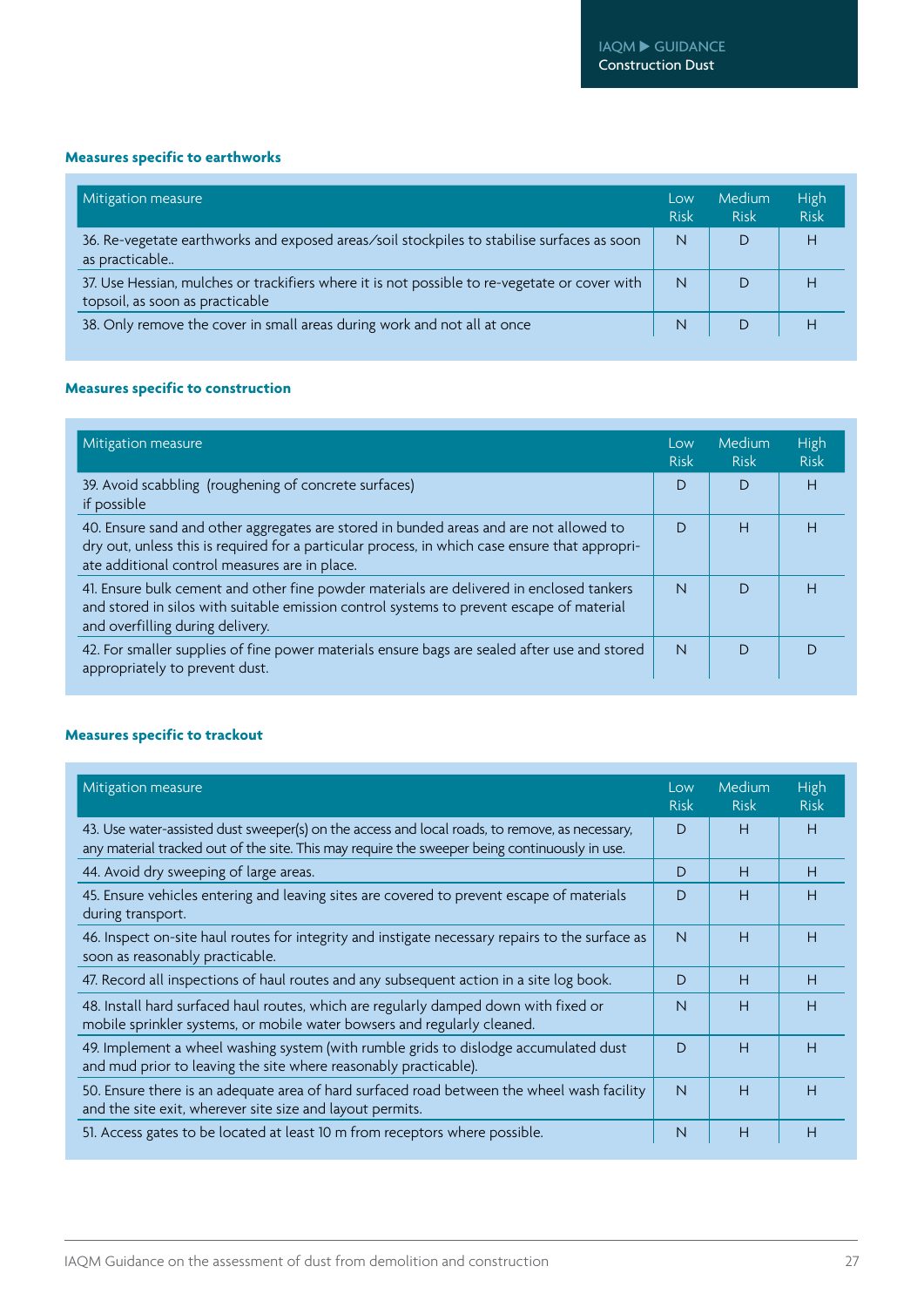### Measures specific to earthworks

| Mitigation measure | Low Risk | Medium Risk | High Risk |
|---|---|---|---|
| 36. Re-vegetate earthworks and exposed areas/soil stockpiles to stabilise surfaces as soon as practicable.. | N | D | H |
| 37. Use Hessian, mulches or trackifiers where it is not possible to re-vegetate or cover with topsoil, as soon as practicable | N | D | H |
| 38. Only remove the cover in small areas during work and not all at once | N | D | H |

### Measures specific to construction

| Mitigation measure | Low Risk | Medium Risk | High Risk |
|---|---|---|---|
| 39. Avoid scabbling (roughening of concrete surfaces) if possible | D | D | H |
| 40. Ensure sand and other aggregates are stored in bunded areas and are not allowed to dry out, unless this is required for a particular process, in which case ensure that appropriate additional control measures are in place. | D | H | H |
| 41. Ensure bulk cement and other fine powder materials are delivered in enclosed tankers and stored in silos with suitable emission control systems to prevent escape of material and overfilling during delivery. | N | D | H |
| 42. For smaller supplies of fine power materials ensure bags are sealed after use and stored appropriately to prevent dust. | N | D | D |

### Measures specific to trackout

| Mitigation measure | Low Risk | Medium Risk | High Risk |
|---|---|---|---|
| 43. Use water-assisted dust sweeper(s) on the access and local roads, to remove, as necessary, any material tracked out of the site. This may require the sweeper being continuously in use. | D | H | H |
| 44. Avoid dry sweeping of large areas. | D | H | H |
| 45. Ensure vehicles entering and leaving sites are covered to prevent escape of materials during transport. | D | H | H |
| 46. Inspect on-site haul routes for integrity and instigate necessary repairs to the surface as soon as reasonably practicable. | N | H | H |
| 47. Record all inspections of haul routes and any subsequent action in a site log book. | D | H | H |
| 48. Install hard surfaced haul routes, which are regularly damped down with fixed or mobile sprinkler systems, or mobile water bowsers and regularly cleaned. | N | H | H |
| 49. Implement a wheel washing system (with rumble grids to dislodge accumulated dust and mud prior to leaving the site where reasonably practicable). | D | H | H |
| 50. Ensure there is an adequate area of hard surfaced road between the wheel wash facility and the site exit, wherever site size and layout permits. | N | H | H |
| 51. Access gates to be located at least 10 m from receptors where possible. | N | H | H |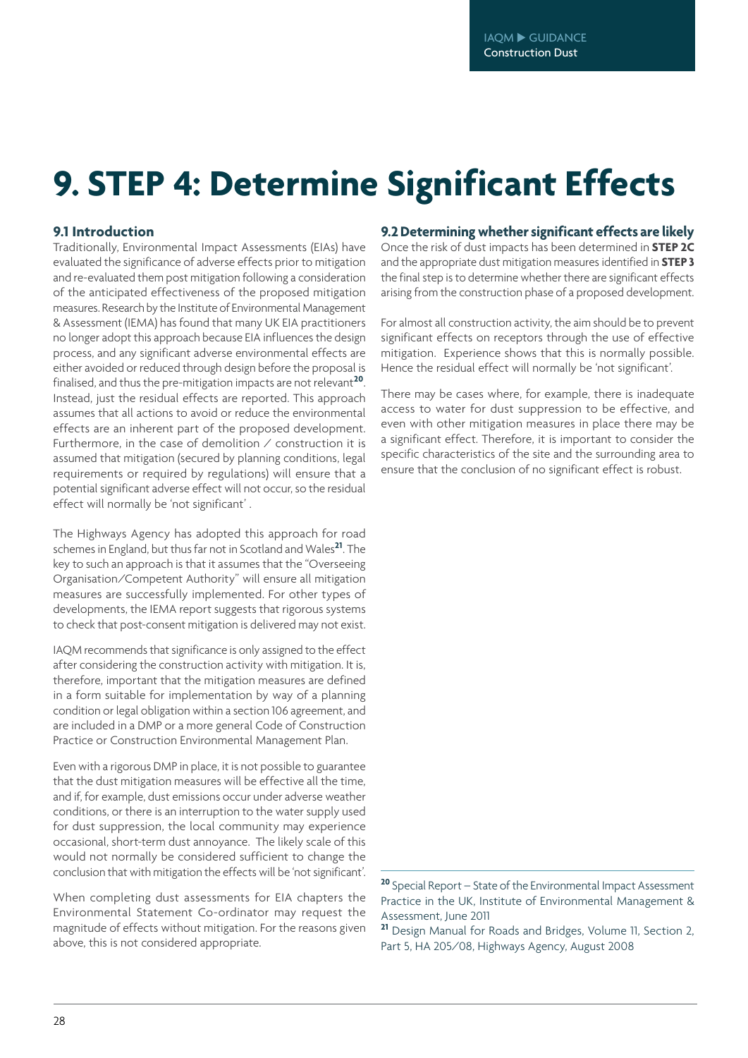# 9. STEP 4: Determine Significant Effects

## 9.1 Introduction

Traditionally, Environmental Impact Assessments (EIAs) have evaluated the significance of adverse effects prior to mitigation and re-evaluated them post mitigation following a consideration of the anticipated effectiveness of the proposed mitigation measures. Research by the Institute of Environmental Management & Assessment (IEMA) has found that many UK EIA practitioners no longer adopt this approach because EIA influences the design process, and any significant adverse environmental effects are either avoided or reduced through design before the proposal is finalised, and thus the pre-mitigation impacts are not relevant[20]. Instead, just the residual effects are reported. This approach assumes that all actions to avoid or reduce the environmental effects are an inherent part of the proposed development. Furthermore, in the case of demolition / construction it is assumed that mitigation (secured by planning conditions, legal requirements or required by regulations) will ensure that a potential significant adverse effect will not occur, so the residual effect will normally be 'not significant' .

The Highways Agency has adopted this approach for road schemes in England, but thus far not in Scotland and Wales[21]. The key to such an approach is that it assumes that the "Overseeing Organisation/Competent Authority" will ensure all mitigation measures are successfully implemented. For other types of developments, the IEMA report suggests that rigorous systems to check that post-consent mitigation is delivered may not exist.

IAQM recommends that significance is only assigned to the effect after considering the construction activity with mitigation. It is, therefore, important that the mitigation measures are defined in a form suitable for implementation by way of a planning condition or legal obligation within a section 106 agreement, and are included in a DMP or a more general Code of Construction Practice or Construction Environmental Management Plan.

Even with a rigorous DMP in place, it is not possible to guarantee that the dust mitigation measures will be effective all the time, and if, for example, dust emissions occur under adverse weather conditions, or there is an interruption to the water supply used for dust suppression, the local community may experience occasional, short-term dust annoyance. The likely scale of this would not normally be considered sufficient to change the conclusion that with mitigation the effects will be 'not significant'.

When completing dust assessments for EIA chapters the Environmental Statement Co-ordinator may request the magnitude of effects without mitigation. For the reasons given above, this is not considered appropriate.

## 9.2 Determining whether significant effects are likely

Once the risk of dust impacts has been determined in **STEP 2C** and the appropriate dust mitigation measures identified in **STEP 3** the final step is to determine whether there are significant effects arising from the construction phase of a proposed development.

For almost all construction activity, the aim should be to prevent significant effects on receptors through the use of effective mitigation. Experience shows that this is normally possible. Hence the residual effect will normally be 'not significant'.

There may be cases where, for example, there is inadequate access to water for dust suppression to be effective, and even with other mitigation measures in place there may be a significant effect. Therefore, it is important to consider the specific characteristics of the site and the surrounding area to ensure that the conclusion of no significant effect is robust.

---

[20] Special Report – State of the Environmental Impact Assessment Practice in the UK, Institute of Environmental Management & Assessment, June 2011

[21] Design Manual for Roads and Bridges, Volume 11, Section 2, Part 5, HA 205/08, Highways Agency, August 2008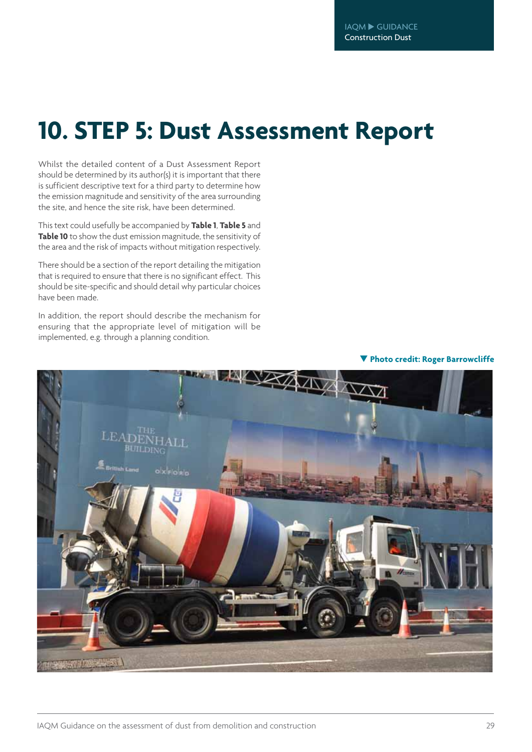# 10. STEP 5: Dust Assessment Report

Whilst the detailed content of a Dust Assessment Report should be determined by its author(s) it is important that there is sufficient descriptive text for a third party to determine how the emission magnitude and sensitivity of the area surrounding the site, and hence the site risk, have been determined.

This text could usefully be accompanied by **Table 1**, **Table 5** and **Table 10** to show the dust emission magnitude, the sensitivity of the area and the risk of impacts without mitigation respectively.

There should be a section of the report detailing the mitigation that is required to ensure that there is no significant effect. This should be site-specific and should detail why particular choices have been made.

In addition, the report should describe the mechanism for ensuring that the appropriate level of mitigation will be implemented, e.g. through a planning condition.

▼ **Photo credit: Roger Barrowcliffe**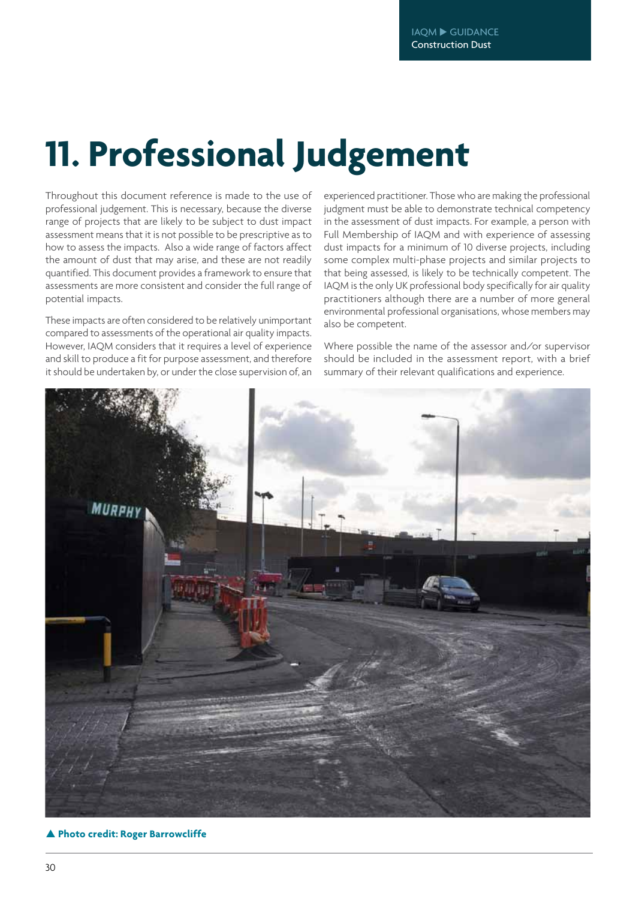# 11. Professional Judgement

Throughout this document reference is made to the use of professional judgement. This is necessary, because the diverse range of projects that are likely to be subject to dust impact assessment means that it is not possible to be prescriptive as to how to assess the impacts. Also a wide range of factors affect the amount of dust that may arise, and these are not readily quantified. This document provides a framework to ensure that assessments are more consistent and consider the full range of potential impacts.

These impacts are often considered to be relatively unimportant compared to assessments of the operational air quality impacts. However, IAQM considers that it requires a level of experience and skill to produce a fit for purpose assessment, and therefore it should be undertaken by, or under the close supervision of, an experienced practitioner. Those who are making the professional judgment must be able to demonstrate technical competency in the assessment of dust impacts. For example, a person with Full Membership of IAQM and with experience of assessing dust impacts for a minimum of 10 diverse projects, including some complex multi-phase projects and similar projects to that being assessed, is likely to be technically competent. The IAQM is the only UK professional body specifically for air quality practitioners although there are a number of more general environmental professional organisations, whose members may also be competent.

Where possible the name of the assessor and/or supervisor should be included in the assessment report, with a brief summary of their relevant qualifications and experience.

▲ **Photo credit: Roger Barrowcliffe**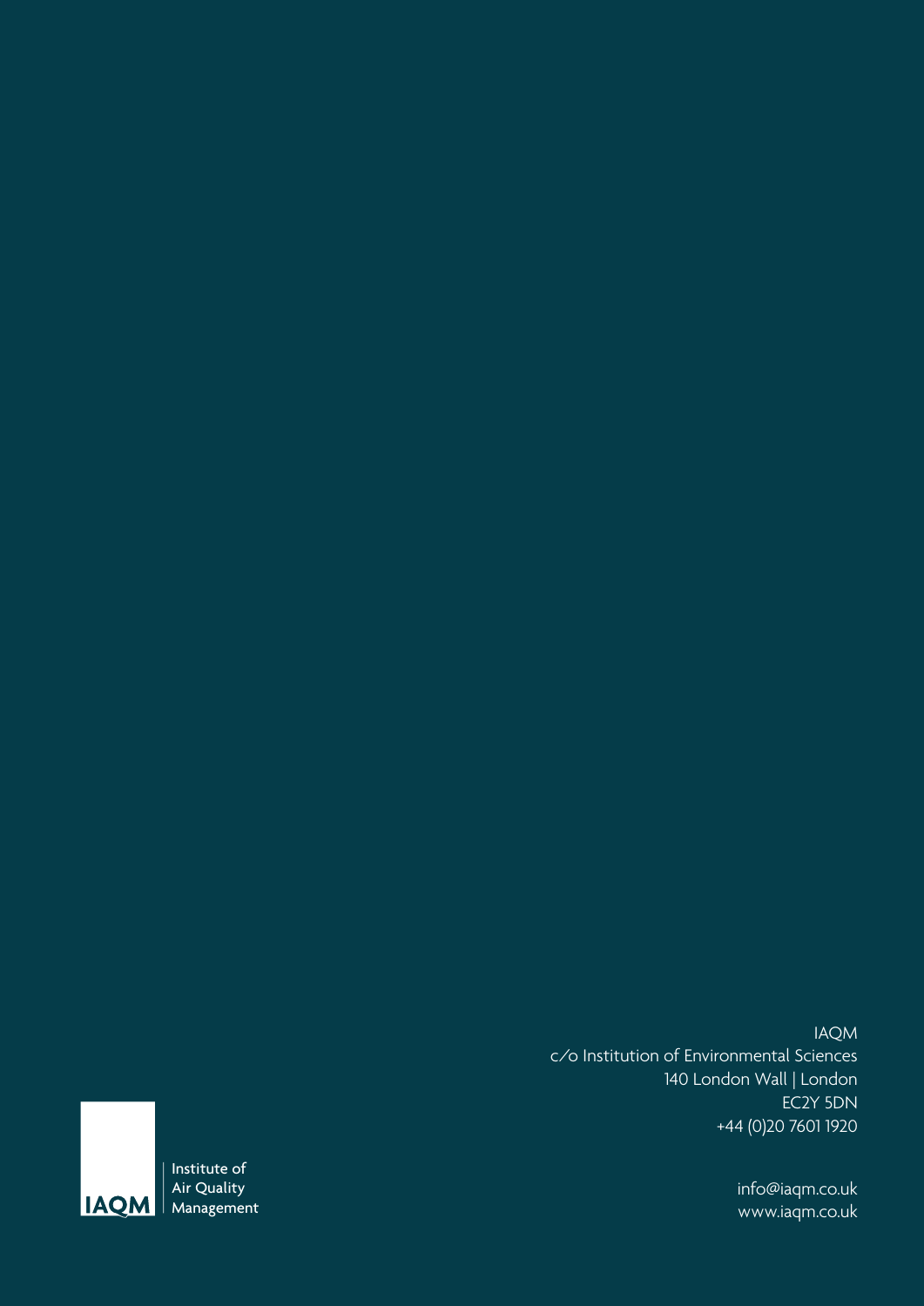IAQM
c/o Institution of Environmental Sciences
140 London Wall | London
EC2Y 5DN
+44 (0)20 7601 1920

info@iaqm.co.uk
www.iaqm.co.uk

IAQM
Institute of
Air Quality
Management